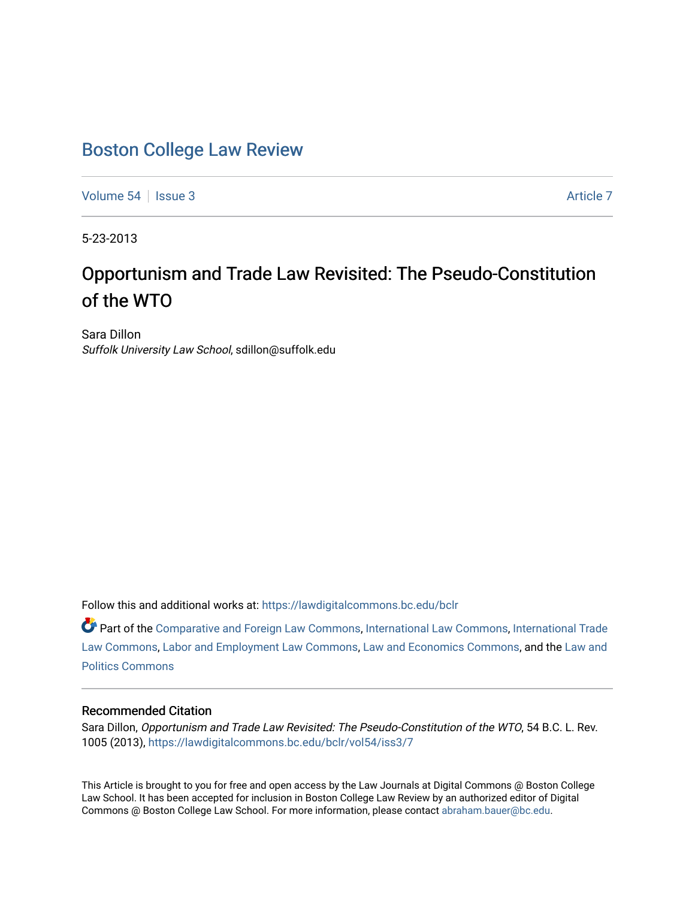# Boston College Law Review

Volume 54 | Issue 3 | Article 7

5-23-2013

## Opportunism and Trade Law Revisited: The Pseudo-Constitution of the WTO

Sara Dillon
*Suffolk University Law School*, sdillon@suffolk.edu

Follow this and additional works at: https://lawdigitalcommons.bc.edu/bclr

Part of the Comparative and Foreign Law Commons, International Law Commons, International Trade Law Commons, Labor and Employment Law Commons, Law and Economics Commons, and the Law and Politics Commons

### Recommended Citation

Sara Dillon, *Opportunism and Trade Law Revisited: The Pseudo-Constitution of the WTO*, 54 B.C. L. Rev. 1005 (2013), https://lawdigitalcommons.bc.edu/bclr/vol54/iss3/7

This Article is brought to you for free and open access by the Law Journals at Digital Commons @ Boston College Law School. It has been accepted for inclusion in Boston College Law Review by an authorized editor of Digital Commons @ Boston College Law School. For more information, please contact abraham.bauer@bc.edu.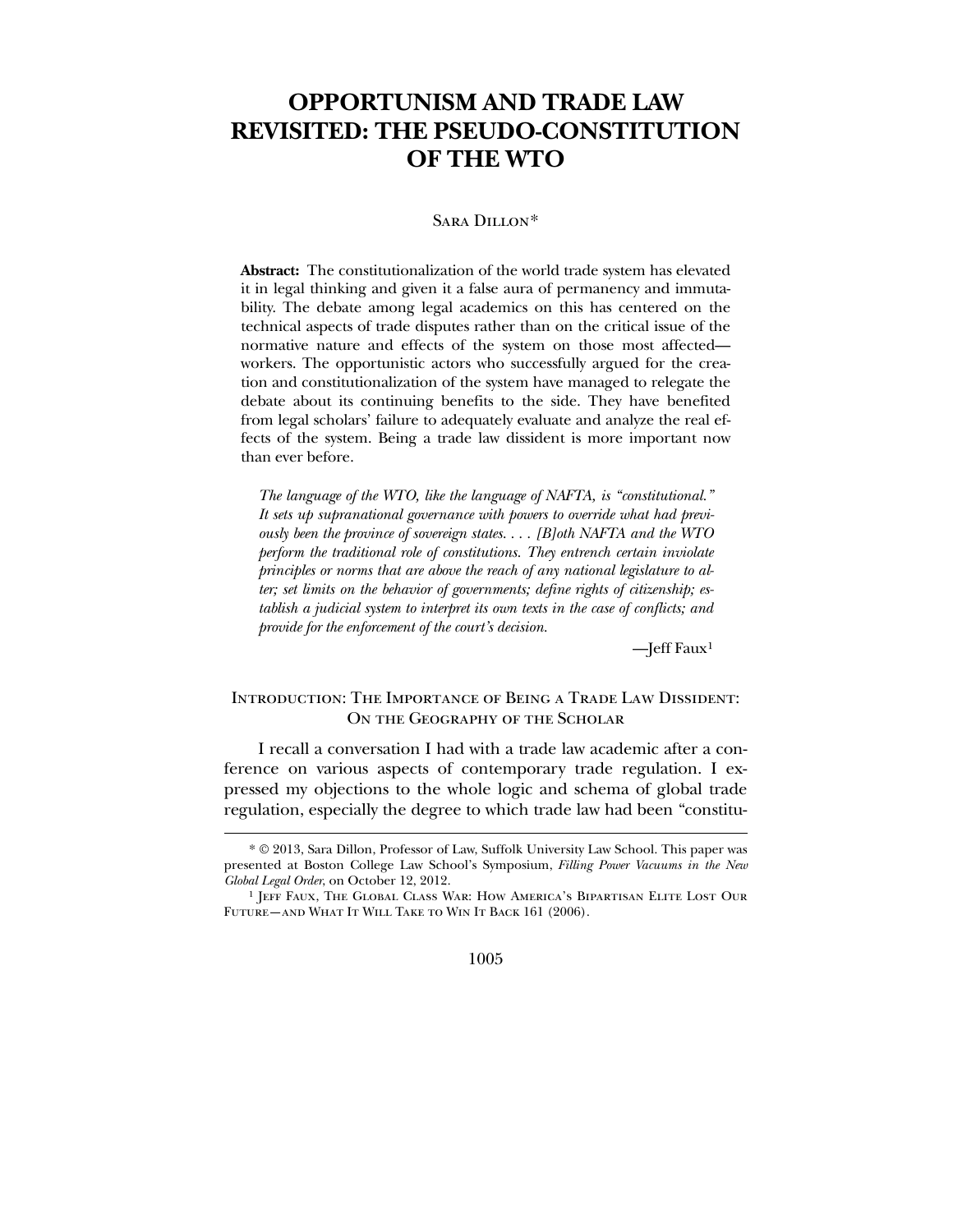# OPPORTUNISM AND TRADE LAW REVISITED: THE PSEUDO-CONSTITUTION OF THE WTO

Sara Dillon*

**Abstract:** The constitutionalization of the world trade system has elevated it in legal thinking and given it a false aura of permanency and immutability. The debate among legal academics on this has centered on the technical aspects of trade disputes rather than on the critical issue of the normative nature and effects of the system on those most affected—workers. The opportunistic actors who successfully argued for the creation and constitutionalization of the system have managed to relegate the debate about its continuing benefits to the side. They have benefited from legal scholars' failure to adequately evaluate and analyze the real effects of the system. Being a trade law dissident is more important now than ever before.

> *The language of the WTO, like the language of NAFTA, is "constitutional." It sets up supranational governance with powers to override what had previously been the province of sovereign states. . . . [B]oth NAFTA and the WTO perform the traditional role of constitutions. They entrench certain inviolate principles or norms that are above the reach of any national legislature to alter; set limits on the behavior of governments; define rights of citizenship; establish a judicial system to interpret its own texts in the case of conflicts; and provide for the enforcement of the court's decision.*
>
> —Jeff Faux[1]

## Introduction: The Importance of Being a Trade Law Dissident: On the Geography of the Scholar

I recall a conversation I had with a trade law academic after a conference on various aspects of contemporary trade regulation. I expressed my objections to the whole logic and schema of global trade regulation, especially the degree to which trade law had been "constitu-

---

\* © 2013, Sara Dillon, Professor of Law, Suffolk University Law School. This paper was presented at Boston College Law School's Symposium, *Filling Power Vacuums in the New Global Legal Order*, on October 12, 2012.

[1] Jeff Faux, The Global Class War: How America's Bipartisan Elite Lost Our Future—and What It Will Take to Win It Back 161 (2006).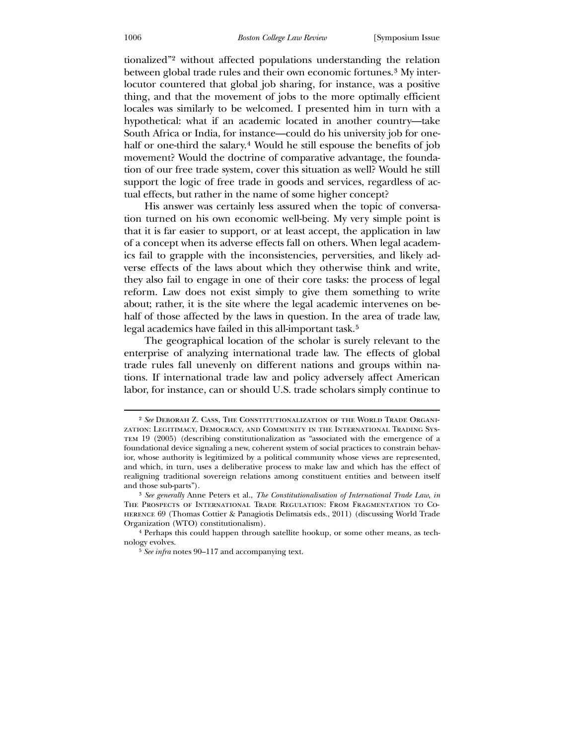tionalized"[2] without affected populations understanding the relation between global trade rules and their own economic fortunes.[3] My interlocutor countered that global job sharing, for instance, was a positive thing, and that the movement of jobs to the more optimally efficient locales was similarly to be welcomed. I presented him in turn with a hypothetical: what if an academic located in another country—take South Africa or India, for instance—could do his university job for one-half or one-third the salary.[4] Would he still espouse the benefits of job movement? Would the doctrine of comparative advantage, the foundation of our free trade system, cover this situation as well? Would he still support the logic of free trade in goods and services, regardless of actual effects, but rather in the name of some higher concept?

His answer was certainly less assured when the topic of conversation turned on his own economic well-being. My very simple point is that it is far easier to support, or at least accept, the application in law of a concept when its adverse effects fall on others. When legal academics fail to grapple with the inconsistencies, perversities, and likely adverse effects of the laws about which they otherwise think and write, they also fail to engage in one of their core tasks: the process of legal reform. Law does not exist simply to give them something to write about; rather, it is the site where the legal academic intervenes on behalf of those affected by the laws in question. In the area of trade law, legal academics have failed in this all-important task.[5]

The geographical location of the scholar is surely relevant to the enterprise of analyzing international trade law. The effects of global trade rules fall unevenly on different nations and groups within nations. If international trade law and policy adversely affect American labor, for instance, can or should U.S. trade scholars simply continue to

---

[2] *See* Deborah Z. Cass, The Constitutionalization of the World Trade Organization: Legitimacy, Democracy, and Community in the International Trading System 19 (2005) (describing constitutionalization as "associated with the emergence of a foundational device signaling a new, coherent system of social practices to constrain behavior, whose authority is legitimized by a political community whose views are represented, and which, in turn, uses a deliberative process to make law and which has the effect of realigning traditional sovereign relations among constituent entities and between itself and those sub-parts").

[3] *See generally* Anne Peters et al., *The Constitutionalisation of International Trade Law*, *in* The Prospects of International Trade Regulation: From Fragmentation to Coherence 69 (Thomas Cottier & Panagiotis Delimatsis eds., 2011) (discussing World Trade Organization (WTO) constitutionalism).

[4] Perhaps this could happen through satellite hookup, or some other means, as technology evolves.

[5] *See infra* notes 90–117 and accompanying text.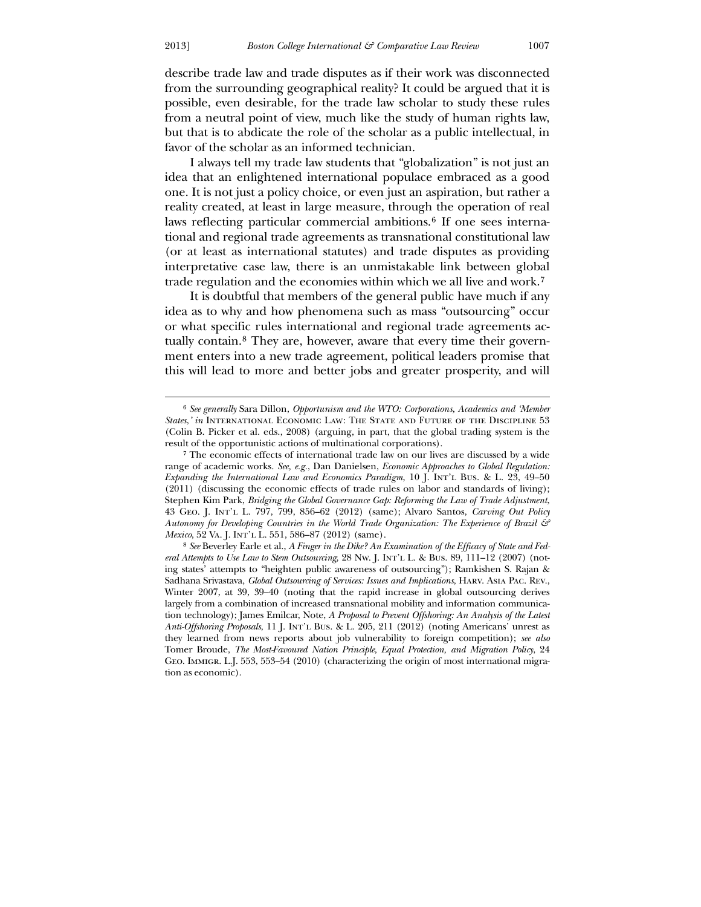describe trade law and trade disputes as if their work was disconnected from the surrounding geographical reality? It could be argued that it is possible, even desirable, for the trade law scholar to study these rules from a neutral point of view, much like the study of human rights law, but that is to abdicate the role of the scholar as a public intellectual, in favor of the scholar as an informed technician.

I always tell my trade law students that "globalization" is not just an idea that an enlightened international populace embraced as a good one. It is not just a policy choice, or even just an aspiration, but rather a reality created, at least in large measure, through the operation of real laws reflecting particular commercial ambitions.[6] If one sees international and regional trade agreements as transnational constitutional law (or at least as international statutes) and trade disputes as providing interpretative case law, there is an unmistakable link between global trade regulation and the economies within which we all live and work.[7]

It is doubtful that members of the general public have much if any idea as to why and how phenomena such as mass "outsourcing" occur or what specific rules international and regional trade agreements actually contain.[8] They are, however, aware that every time their government enters into a new trade agreement, political leaders promise that this will lead to more and better jobs and greater prosperity, and will

---

[6] *See generally* Sara Dillon, *Opportunism and the WTO: Corporations, Academics and 'Member States,' in* International Economic Law: The State and Future of the Discipline 53 (Colin B. Picker et al. eds., 2008) (arguing, in part, that the global trading system is the result of the opportunistic actions of multinational corporations).

[7] The economic effects of international trade law on our lives are discussed by a wide range of academic works. *See, e.g.*, Dan Danielsen, *Economic Approaches to Global Regulation: Expanding the International Law and Economics Paradigm*, 10 J. Int'l Bus. & L. 23, 49–50 (2011) (discussing the economic effects of trade rules on labor and standards of living); Stephen Kim Park, *Bridging the Global Governance Gap: Reforming the Law of Trade Adjustment*, 43 Geo. J. Int'l L. 797, 799, 856–62 (2012) (same); Alvaro Santos, *Carving Out Policy Autonomy for Developing Countries in the World Trade Organization: The Experience of Brazil & Mexico*, 52 Va. J. Int'l L. 551, 586–87 (2012) (same).

[8] *See* Beverley Earle et al., *A Finger in the Dike? An Examination of the Efficacy of State and Federal Attempts to Use Law to Stem Outsourcing*, 28 Nw. J. Int'l L. & Bus. 89, 111–12 (2007) (noting states' attempts to "heighten public awareness of outsourcing"); Ramkishen S. Rajan & Sadhana Srivastava, *Global Outsourcing of Services: Issues and Implications*, Harv. Asia Pac. Rev., Winter 2007, at 39, 39–40 (noting that the rapid increase in global outsourcing derives largely from a combination of increased transnational mobility and information communication technology); James Emilcar, Note, *A Proposal to Prevent Offshoring: An Analysis of the Latest Anti-Offshoring Proposals*, 11 J. Int'l Bus. & L. 205, 211 (2012) (noting Americans' unrest as they learned from news reports about job vulnerability to foreign competition); *see also* Tomer Broude, *The Most-Favoured Nation Principle, Equal Protection, and Migration Policy*, 24 Geo. Immigr. L.J. 553, 553–54 (2010) (characterizing the origin of most international migration as economic).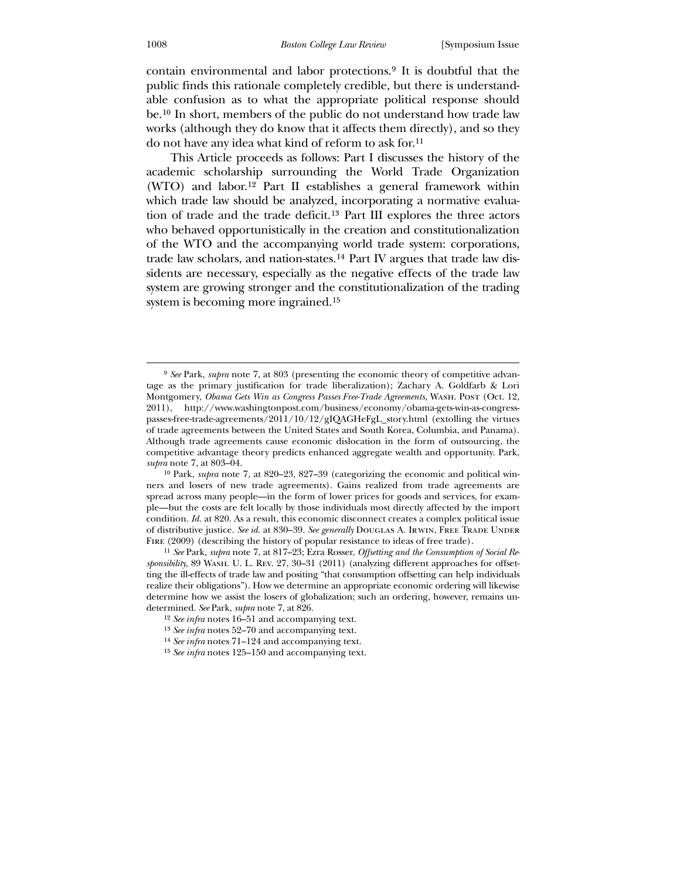contain environmental and labor protections.[9] It is doubtful that the public finds this rationale completely credible, but there is understandable confusion as to what the appropriate political response should be.[10] In short, members of the public do not understand how trade law works (although they do know that it affects them directly), and so they do not have any idea what kind of reform to ask for.[11]

This Article proceeds as follows: Part I discusses the history of the academic scholarship surrounding the World Trade Organization (WTO) and labor.[12] Part II establishes a general framework within which trade law should be analyzed, incorporating a normative evaluation of trade and the trade deficit.[13] Part III explores the three actors who behaved opportunistically in the creation and constitutionalization of the WTO and the accompanying world trade system: corporations, trade law scholars, and nation-states.[14] Part IV argues that trade law dissidents are necessary, especially as the negative effects of the trade law system are growing stronger and the constitutionalization of the trading system is becoming more ingrained.[15]

---

[9] *See* Park, *supra* note 7, at 803 (presenting the economic theory of competitive advantage as the primary justification for trade liberalization); Zachary A. Goldfarb & Lori Montgomery, *Obama Gets Win as Congress Passes Free-Trade Agreements*, WASH. POST (Oct. 12, 2011), http://www.washingtonpost.com/business/economy/obama-gets-win-as-congress-passes-free-trade-agreements/2011/10/12/gIQAGHeFgL_story.html (extolling the virtues of trade agreements between the United States and South Korea, Columbia, and Panama). Although trade agreements cause economic dislocation in the form of outsourcing, the competitive advantage theory predicts enhanced aggregate wealth and opportunity. Park, *supra* note 7, at 803–04.

[10] Park, *supra* note 7, at 820–23, 827–39 (categorizing the economic and political winners and losers of new trade agreements). Gains realized from trade agreements are spread across many people—in the form of lower prices for goods and services, for example—but the costs are felt locally by those individuals most directly affected by the import condition. *Id.* at 820. As a result, this economic disconnect creates a complex political issue of distributive justice. *See id.* at 830–39. *See generally* DOUGLAS A. IRWIN, FREE TRADE UNDER FIRE (2009) (describing the history of popular resistance to ideas of free trade).

[11] *See* Park, *supra* note 7, at 817–23; Ezra Rosser, *Offsetting and the Consumption of Social Responsibility*, 89 WASH. U. L. REV. 27, 30–31 (2011) (analyzing different approaches for offsetting the ill-effects of trade law and positing "that consumption offsetting can help individuals realize their obligations"). How we determine an appropriate economic ordering will likewise determine how we assist the losers of globalization; such an ordering, however, remains undetermined. *See* Park, *supra* note 7, at 826.

[12] *See infra* notes 16–51 and accompanying text.

[13] *See infra* notes 52–70 and accompanying text.

[14] *See infra* notes 71–124 and accompanying text.

[15] *See infra* notes 125–150 and accompanying text.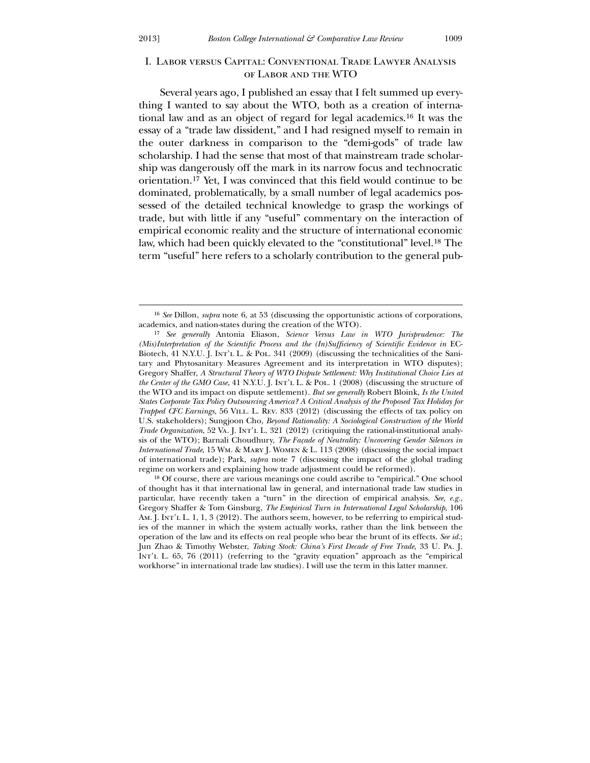## I. Labor versus Capital: Conventional Trade Lawyer Analysis of Labor and the WTO

Several years ago, I published an essay that I felt summed up everything I wanted to say about the WTO, both as a creation of international law and as an object of regard for legal academics.[16] It was the essay of a "trade law dissident," and I had resigned myself to remain in the outer darkness in comparison to the "demi-gods" of trade law scholarship. I had the sense that most of that mainstream trade scholarship was dangerously off the mark in its narrow focus and technocratic orientation.[17] Yet, I was convinced that this field would continue to be dominated, problematically, by a small number of legal academics possessed of the detailed technical knowledge to grasp the workings of trade, but with little if any "useful" commentary on the interaction of empirical economic reality and the structure of international economic law, which had been quickly elevated to the "constitutional" level.[18] The term "useful" here refers to a scholarly contribution to the general pub-

---

[16] *See* Dillon, *supra* note 6, at 53 (discussing the opportunistic actions of corporations, academics, and nation-states during the creation of the WTO).

[17] *See generally* Antonia Eliason, *Science Versus Law in WTO Jurisprudence: The (Mis)Interpretation of the Scientific Process and the (In)Sufficiency of Scientific Evidence in* EC-Biotech, 41 N.Y.U. J. Int'l L. & Pol. 341 (2009) (discussing the technicalities of the Sanitary and Phytosanitary Measures Agreement and its interpretation in WTO disputes); Gregory Shaffer, *A Structural Theory of WTO Dispute Settlement: Why Institutional Choice Lies at the Center of the GMO Case*, 41 N.Y.U. J. Int'l L. & Pol. 1 (2008) (discussing the structure of the WTO and its impact on dispute settlement). *But see generally* Robert Bloink, *Is the United States Corporate Tax Policy Outsourcing America? A Critical Analysis of the Proposed Tax Holiday for Trapped CFC Earnings*, 56 Vill. L. Rev. 833 (2012) (discussing the effects of tax policy on U.S. stakeholders); Sungjoon Cho, *Beyond Rationality: A Sociological Construction of the World Trade Organization*, 52 Va. J. Int'l L. 321 (2012) (critiquing the rational-institutional analysis of the WTO); Barnali Choudhury, *The Façade of Neutrality: Uncovering Gender Silences in International Trade*, 15 Wm. & Mary J. Women & L. 113 (2008) (discussing the social impact of international trade); Park, *supra* note 7 (discussing the impact of the global trading regime on workers and explaining how trade adjustment could be reformed).

[18] Of course, there are various meanings one could ascribe to "empirical." One school of thought has it that international law in general, and international trade law studies in particular, have recently taken a "turn" in the direction of empirical analysis. *See, e.g.*, Gregory Shaffer & Tom Ginsburg, *The Empirical Turn in International Legal Scholarship*, 106 Am. J. Int'l L. 1, 1, 3 (2012). The authors seem, however, to be referring to empirical studies of the manner in which the system actually works, rather than the link between the operation of the law and its effects on real people who bear the brunt of its effects. *See id.*; Jun Zhao & Timothy Webster, *Taking Stock: China's First Decade of Free Trade*, 33 U. Pa. J. Int'l L. 65, 76 (2011) (referring to the "gravity equation" approach as the "empirical workhorse" in international trade law studies). I will use the term in this latter manner.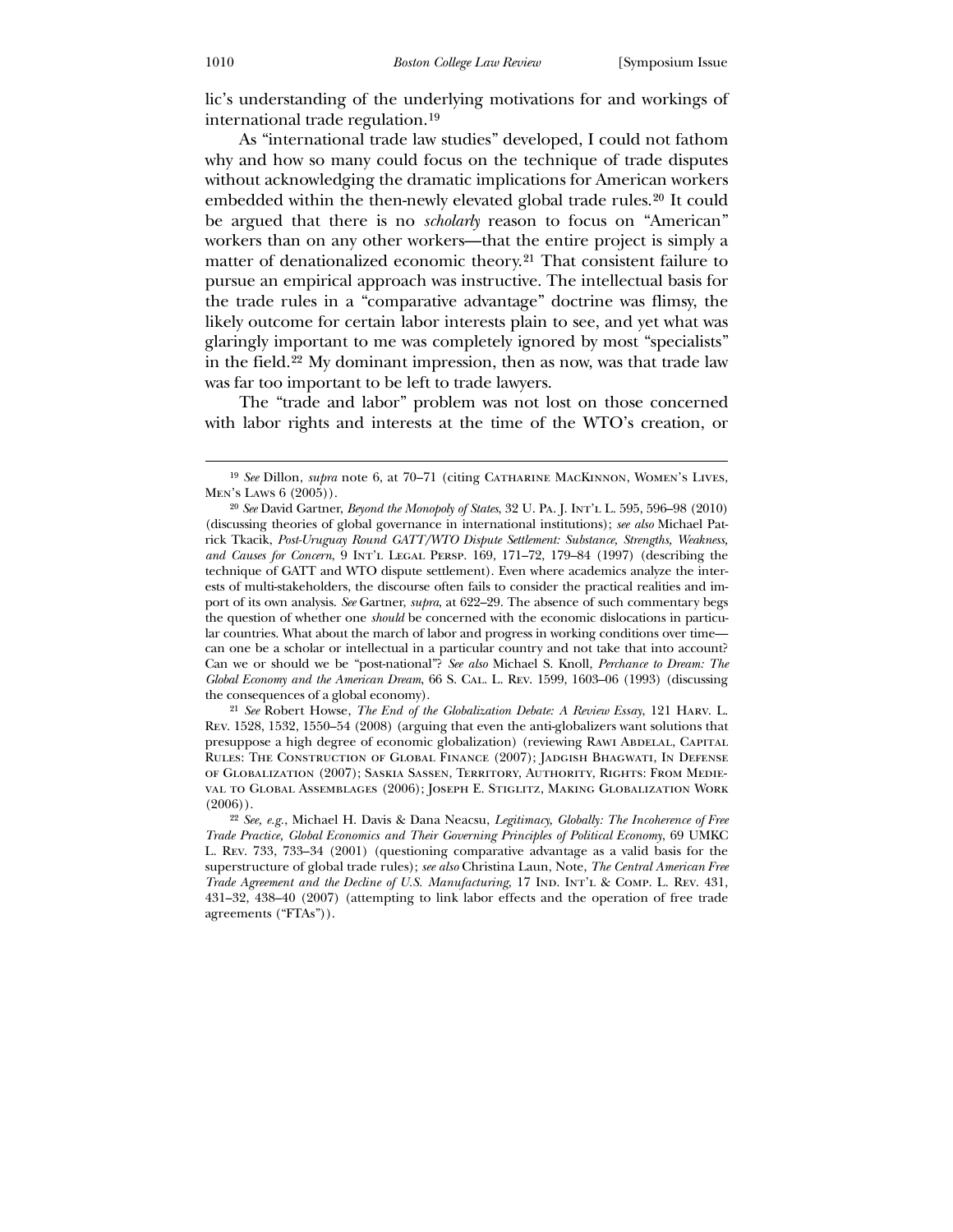lic's understanding of the underlying motivations for and workings of international trade regulation.[19]

As "international trade law studies" developed, I could not fathom why and how so many could focus on the technique of trade disputes without acknowledging the dramatic implications for American workers embedded within the then-newly elevated global trade rules.[20] It could be argued that there is no *scholarly* reason to focus on "American" workers than on any other workers—that the entire project is simply a matter of denationalized economic theory.[21] That consistent failure to pursue an empirical approach was instructive. The intellectual basis for the trade rules in a "comparative advantage" doctrine was flimsy, the likely outcome for certain labor interests plain to see, and yet what was glaringly important to me was completely ignored by most "specialists" in the field.[22] My dominant impression, then as now, was that trade law was far too important to be left to trade lawyers.

The "trade and labor" problem was not lost on those concerned with labor rights and interests at the time of the WTO's creation, or

---

[19] *See* Dillon, *supra* note 6, at 70–71 (citing Catharine MacKinnon, Women's Lives, Men's Laws 6 (2005)).

[20] *See* David Gartner, *Beyond the Monopoly of States*, 32 U. Pa. J. Int'l L. 595, 596–98 (2010) (discussing theories of global governance in international institutions); *see also* Michael Patrick Tkacik, *Post-Uruguay Round GATT/WTO Dispute Settlement: Substance, Strengths, Weakness, and Causes for Concern*, 9 Int'l Legal Persp. 169, 171–72, 179–84 (1997) (describing the technique of GATT and WTO dispute settlement). Even where academics analyze the interests of multi-stakeholders, the discourse often fails to consider the practical realities and import of its own analysis. *See* Gartner, *supra*, at 622–29. The absence of such commentary begs the question of whether one *should* be concerned with the economic dislocations in particular countries. What about the march of labor and progress in working conditions over time—can one be a scholar or intellectual in a particular country and not take that into account? Can we or should we be "post-national"? *See also* Michael S. Knoll, *Perchance to Dream: The Global Economy and the American Dream*, 66 S. Cal. L. Rev. 1599, 1603–06 (1993) (discussing the consequences of a global economy).

[21] *See* Robert Howse, *The End of the Globalization Debate: A Review Essay*, 121 Harv. L. Rev. 1528, 1532, 1550–54 (2008) (arguing that even the anti-globalizers want solutions that presuppose a high degree of economic globalization) (reviewing Rawi Abdelal, Capital Rules: The Construction of Global Finance (2007); Jadgish Bhagwati, In Defense of Globalization (2007); Saskia Sassen, Territory, Authority, Rights: From Medieval to Global Assemblages (2006); Joseph E. Stiglitz, Making Globalization Work (2006)).

[22] *See, e.g.*, Michael H. Davis & Dana Neacsu, *Legitimacy, Globally: The Incoherence of Free Trade Practice, Global Economics and Their Governing Principles of Political Economy*, 69 UMKC L. Rev. 733, 733–34 (2001) (questioning comparative advantage as a valid basis for the superstructure of global trade rules); *see also* Christina Laun, Note, *The Central American Free Trade Agreement and the Decline of U.S. Manufacturing*, 17 Ind. Int'l & Comp. L. Rev. 431, 431–32, 438–40 (2007) (attempting to link labor effects and the operation of free trade agreements ("FTAs")).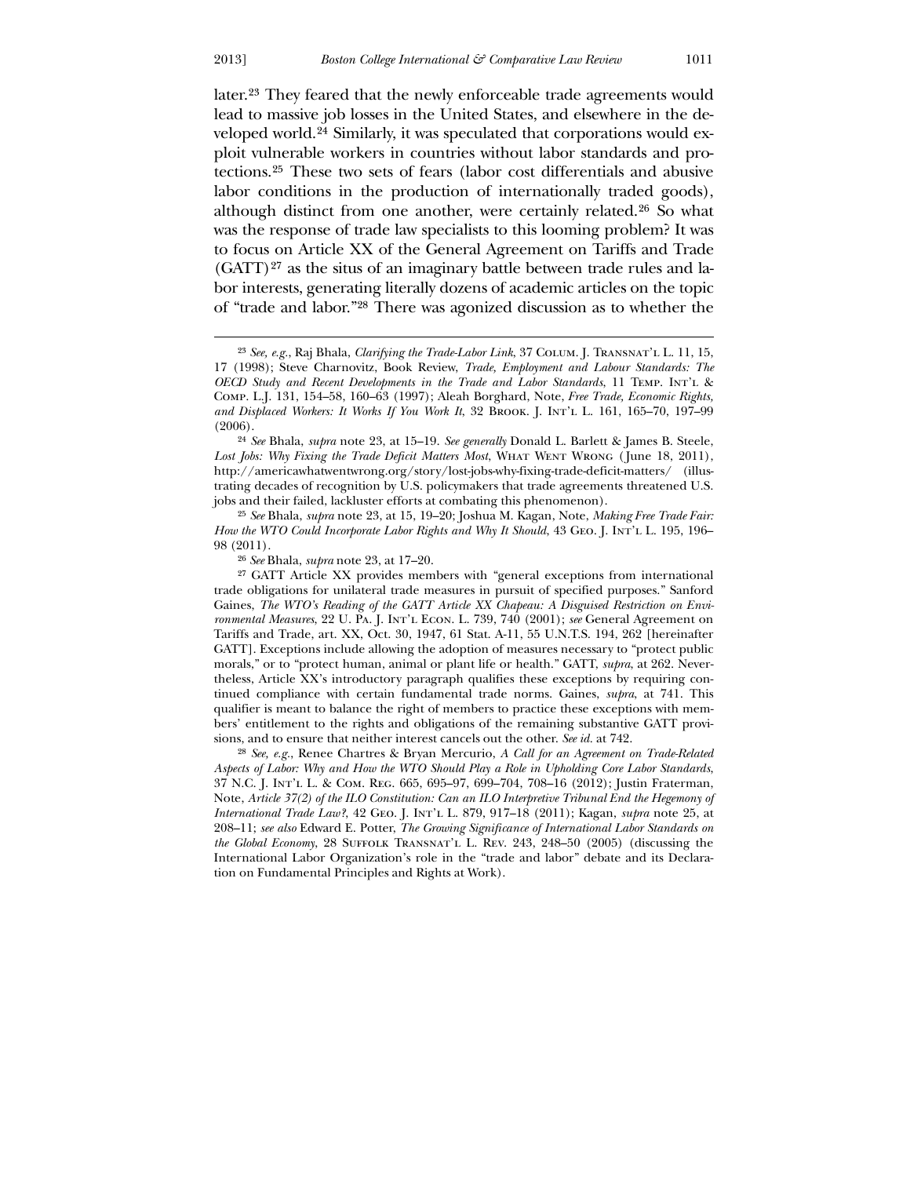later.[23] They feared that the newly enforceable trade agreements would lead to massive job losses in the United States, and elsewhere in the developed world.[24] Similarly, it was speculated that corporations would exploit vulnerable workers in countries without labor standards and protections.[25] These two sets of fears (labor cost differentials and abusive labor conditions in the production of internationally traded goods), although distinct from one another, were certainly related.[26] So what was the response of trade law specialists to this looming problem? It was to focus on Article XX of the General Agreement on Tariffs and Trade (GATT)[27] as the situs of an imaginary battle between trade rules and labor interests, generating literally dozens of academic articles on the topic of "trade and labor."[28] There was agonized discussion as to whether the

---

[23] *See, e.g.*, Raj Bhala, *Clarifying the Trade-Labor Link*, 37 Colum. J. Transnat'l L. 11, 15, 17 (1998); Steve Charnovitz, Book Review, *Trade, Employment and Labour Standards: The OECD Study and Recent Developments in the Trade and Labor Standards*, 11 Temp. Int'l & Comp. L.J. 131, 154–58, 160–63 (1997); Aleah Borghard, Note, *Free Trade, Economic Rights, and Displaced Workers: It Works If You Work It*, 32 Brook. J. Int'l L. 161, 165–70, 197–99 (2006).

[24] *See* Bhala, *supra* note 23, at 15–19. *See generally* Donald L. Barlett & James B. Steele, *Lost Jobs: Why Fixing the Trade Deficit Matters Most*, What Went Wrong (June 18, 2011), http://americawhatwentwrong.org/story/lost-jobs-why-fixing-trade-deficit-matters/ (illustrating decades of recognition by U.S. policymakers that trade agreements threatened U.S. jobs and their failed, lackluster efforts at combating this phenomenon).

[25] *See* Bhala, *supra* note 23, at 15, 19–20; Joshua M. Kagan, Note, *Making Free Trade Fair: How the WTO Could Incorporate Labor Rights and Why It Should*, 43 Geo. J. Int'l L. 195, 196–98 (2011).

[26] *See* Bhala, *supra* note 23, at 17–20.

[27] GATT Article XX provides members with "general exceptions from international trade obligations for unilateral trade measures in pursuit of specified purposes." Sanford Gaines, *The WTO's Reading of the GATT Article XX Chapeau: A Disguised Restriction on Environmental Measures*, 22 U. Pa. J. Int'l Econ. L. 739, 740 (2001); *see* General Agreement on Tariffs and Trade, art. XX, Oct. 30, 1947, 61 Stat. A-11, 55 U.N.T.S. 194, 262 [hereinafter GATT]. Exceptions include allowing the adoption of measures necessary to "protect public morals," or to "protect human, animal or plant life or health." GATT, *supra*, at 262. Nevertheless, Article XX's introductory paragraph qualifies these exceptions by requiring continued compliance with certain fundamental trade norms. Gaines, *supra*, at 741. This qualifier is meant to balance the right of members to practice these exceptions with members' entitlement to the rights and obligations of the remaining substantive GATT provisions, and to ensure that neither interest cancels out the other. *See id.* at 742.

[28] *See, e.g.*, Renee Chartres & Bryan Mercurio, *A Call for an Agreement on Trade-Related Aspects of Labor: Why and How the WTO Should Play a Role in Upholding Core Labor Standards*, 37 N.C. J. Int'l L. & Com. Reg. 665, 695–97, 699–704, 708–16 (2012); Justin Fraterman, Note, *Article 37(2) of the ILO Constitution: Can an ILO Interpretive Tribunal End the Hegemony of International Trade Law?*, 42 Geo. J. Int'l L. 879, 917–18 (2011); Kagan, *supra* note 25, at 208–11; *see also* Edward E. Potter, *The Growing Significance of International Labor Standards on the Global Economy*, 28 Suffolk Transnat'l L. Rev. 243, 248–50 (2005) (discussing the International Labor Organization's role in the "trade and labor" debate and its Declaration on Fundamental Principles and Rights at Work).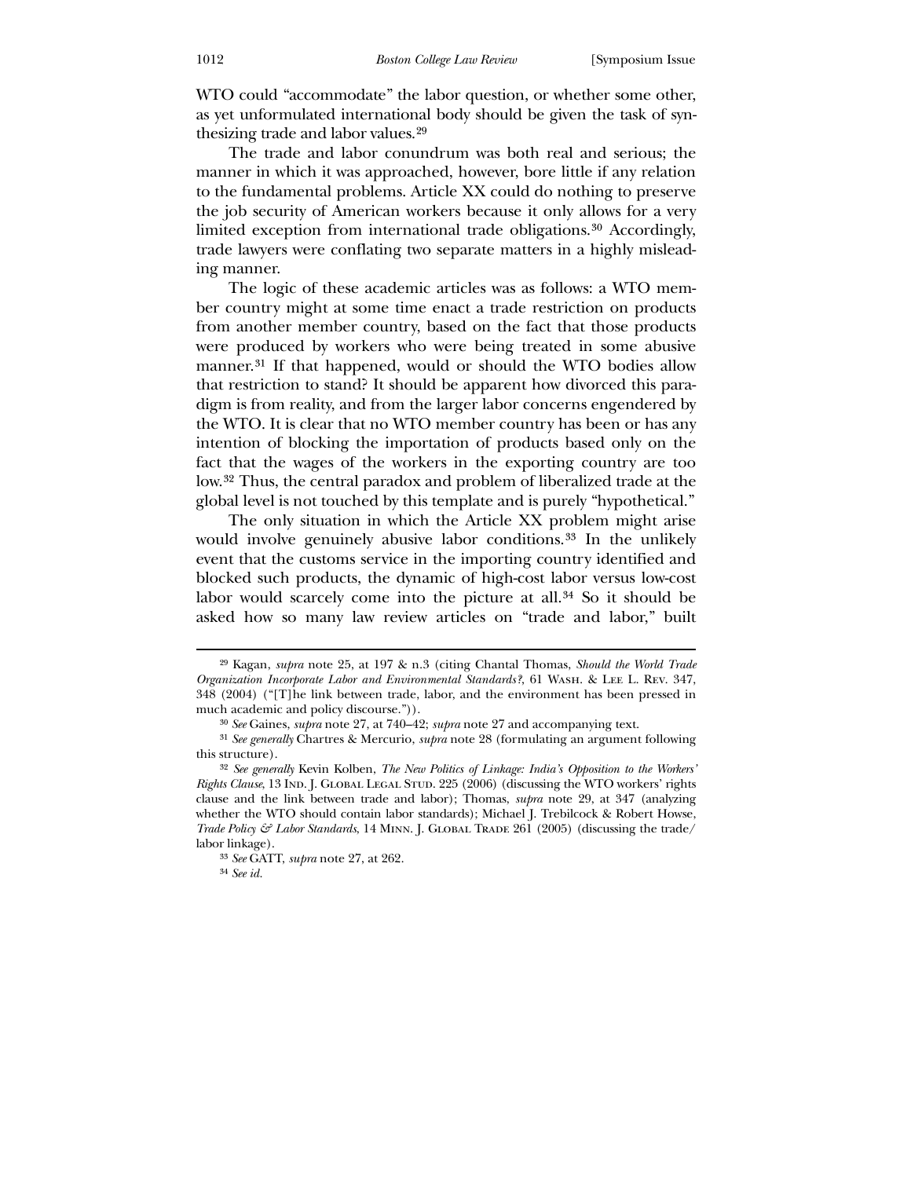WTO could "accommodate" the labor question, or whether some other, as yet unformulated international body should be given the task of synthesizing trade and labor values.[29]

The trade and labor conundrum was both real and serious; the manner in which it was approached, however, bore little if any relation to the fundamental problems. Article XX could do nothing to preserve the job security of American workers because it only allows for a very limited exception from international trade obligations.[30] Accordingly, trade lawyers were conflating two separate matters in a highly misleading manner.

The logic of these academic articles was as follows: a WTO member country might at some time enact a trade restriction on products from another member country, based on the fact that those products were produced by workers who were being treated in some abusive manner.[31] If that happened, would or should the WTO bodies allow that restriction to stand? It should be apparent how divorced this paradigm is from reality, and from the larger labor concerns engendered by the WTO. It is clear that no WTO member country has been or has any intention of blocking the importation of products based only on the fact that the wages of the workers in the exporting country are too low.[32] Thus, the central paradox and problem of liberalized trade at the global level is not touched by this template and is purely "hypothetical."

The only situation in which the Article XX problem might arise would involve genuinely abusive labor conditions.[33] In the unlikely event that the customs service in the importing country identified and blocked such products, the dynamic of high-cost labor versus low-cost labor would scarcely come into the picture at all.[34] So it should be asked how so many law review articles on "trade and labor," built

---

[29] Kagan, *supra* note 25, at 197 & n.3 (citing Chantal Thomas, *Should the World Trade Organization Incorporate Labor and Environmental Standards?*, 61 Wash. & Lee L. Rev. 347, 348 (2004) ("[T]he link between trade, labor, and the environment has been pressed in much academic and policy discourse.")).

[30] *See* Gaines, *supra* note 27, at 740–42; *supra* note 27 and accompanying text.

[31] *See generally* Chartres & Mercurio, *supra* note 28 (formulating an argument following this structure).

[32] *See generally* Kevin Kolben, *The New Politics of Linkage: India's Opposition to the Workers' Rights Clause*, 13 Ind. J. Global Legal Stud. 225 (2006) (discussing the WTO workers' rights clause and the link between trade and labor); Thomas, *supra* note 29, at 347 (analyzing whether the WTO should contain labor standards); Michael J. Trebilcock & Robert Howse, *Trade Policy & Labor Standards*, 14 Minn. J. Global Trade 261 (2005) (discussing the trade/labor linkage).

[33] *See* GATT, *supra* note 27, at 262.

[34] *See id.*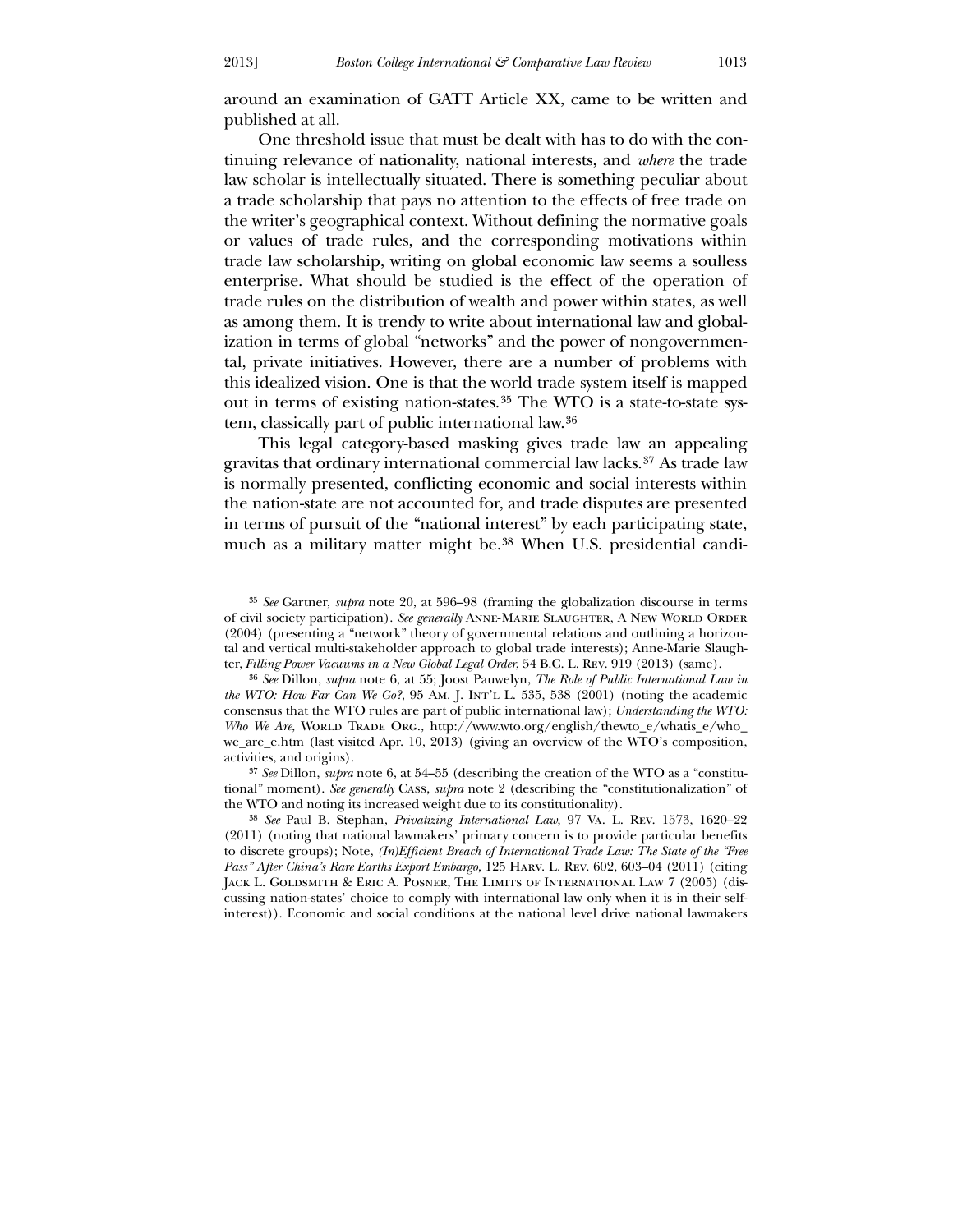around an examination of GATT Article XX, came to be written and published at all.

One threshold issue that must be dealt with has to do with the continuing relevance of nationality, national interests, and *where* the trade law scholar is intellectually situated. There is something peculiar about a trade scholarship that pays no attention to the effects of free trade on the writer's geographical context. Without defining the normative goals or values of trade rules, and the corresponding motivations within trade law scholarship, writing on global economic law seems a soulless enterprise. What should be studied is the effect of the operation of trade rules on the distribution of wealth and power within states, as well as among them. It is trendy to write about international law and globalization in terms of global "networks" and the power of nongovernmental, private initiatives. However, there are a number of problems with this idealized vision. One is that the world trade system itself is mapped out in terms of existing nation-states.[35] The WTO is a state-to-state system, classically part of public international law.[36]

This legal category-based masking gives trade law an appealing gravitas that ordinary international commercial law lacks.[37] As trade law is normally presented, conflicting economic and social interests within the nation-state are not accounted for, and trade disputes are presented in terms of pursuit of the "national interest" by each participating state, much as a military matter might be.[38] When U.S. presidential candi-

---

[35] *See* Gartner, *supra* note 20, at 596–98 (framing the globalization discourse in terms of civil society participation). *See generally* Anne-Marie Slaughter, A New World Order (2004) (presenting a "network" theory of governmental relations and outlining a horizontal and vertical multi-stakeholder approach to global trade interests); Anne-Marie Slaughter, *Filling Power Vacuums in a New Global Legal Order*, 54 B.C. L. Rev. 919 (2013) (same).

[36] *See* Dillon, *supra* note 6, at 55; Joost Pauwelyn, *The Role of Public International Law in the WTO: How Far Can We Go?*, 95 Am. J. Int'l L. 535, 538 (2001) (noting the academic consensus that the WTO rules are part of public international law); *Understanding the WTO: Who We Are*, World Trade Org., http://www.wto.org/english/thewto_e/whatis_e/who_we_are_e.htm (last visited Apr. 10, 2013) (giving an overview of the WTO's composition, activities, and origins).

[37] *See* Dillon, *supra* note 6, at 54–55 (describing the creation of the WTO as a "constitutional" moment). *See generally* Cass, *supra* note 2 (describing the "constitutionalization" of the WTO and noting its increased weight due to its constitutionality).

[38] *See* Paul B. Stephan, *Privatizing International Law*, 97 Va. L. Rev. 1573, 1620–22 (2011) (noting that national lawmakers' primary concern is to provide particular benefits to discrete groups); Note, *(In)Efficient Breach of International Trade Law: The State of the "Free Pass" After China's Rare Earths Export Embargo*, 125 Harv. L. Rev. 602, 603–04 (2011) (citing Jack L. Goldsmith & Eric A. Posner, The Limits of International Law 7 (2005) (discussing nation-states' choice to comply with international law only when it is in their self-interest)). Economic and social conditions at the national level drive national lawmakers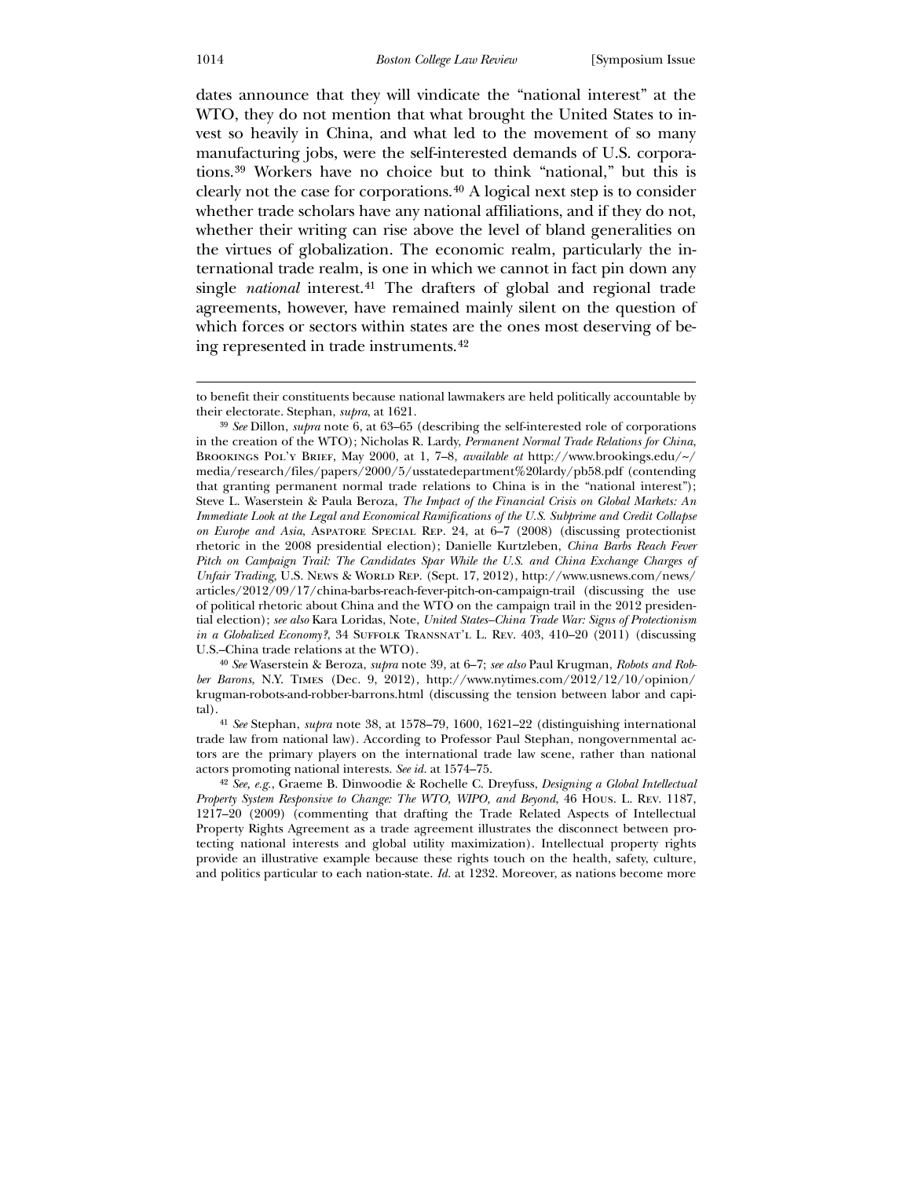dates announce that they will vindicate the "national interest" at the WTO, they do not mention that what brought the United States to invest so heavily in China, and what led to the movement of so many manufacturing jobs, were the self-interested demands of U.S. corporations.[39] Workers have no choice but to think "national," but this is clearly not the case for corporations.[40] A logical next step is to consider whether trade scholars have any national affiliations, and if they do not, whether their writing can rise above the level of bland generalities on the virtues of globalization. The economic realm, particularly the international trade realm, is one in which we cannot in fact pin down any single *national* interest.[41] The drafters of global and regional trade agreements, however, have remained mainly silent on the question of which forces or sectors within states are the ones most deserving of being represented in trade instruments.[42]

---

to benefit their constituents because national lawmakers are held politically accountable by their electorate. Stephan, *supra*, at 1621.

[39] *See* Dillon, *supra* note 6, at 63–65 (describing the self-interested role of corporations in the creation of the WTO); Nicholas R. Lardy, *Permanent Normal Trade Relations for China*, Brookings Pol'y Brief, May 2000, at 1, 7–8, *available at* http://www.brookings.edu/~/media/research/files/papers/2000/5/usstatedepartment%20lardy/pb58.pdf (contending that granting permanent normal trade relations to China is in the "national interest"); Steve L. Waserstein & Paula Beroza, *The Impact of the Financial Crisis on Global Markets: An Immediate Look at the Legal and Economical Ramifications of the U.S. Subprime and Credit Collapse on Europe and Asia*, Aspatore Special Rep. 24, at 6–7 (2008) (discussing protectionist rhetoric in the 2008 presidential election); Danielle Kurtzleben, *China Barbs Reach Fever Pitch on Campaign Trail: The Candidates Spar While the U.S. and China Exchange Charges of Unfair Trading*, U.S. News & World Rep. (Sept. 17, 2012), http://www.usnews.com/news/articles/2012/09/17/china-barbs-reach-fever-pitch-on-campaign-trail (discussing the use of political rhetoric about China and the WTO on the campaign trail in the 2012 presidential election); *see also* Kara Loridas, Note, *United States–China Trade War: Signs of Protectionism in a Globalized Economy?*, 34 Suffolk Transnat'l L. Rev. 403, 410–20 (2011) (discussing U.S.–China trade relations at the WTO).

[40] *See* Waserstein & Beroza, *supra* note 39, at 6–7; *see also* Paul Krugman, *Robots and Robber Barons*, N.Y. Times (Dec. 9, 2012), http://www.nytimes.com/2012/12/10/opinion/krugman-robots-and-robber-barrons.html (discussing the tension between labor and capital).

[41] *See* Stephan, *supra* note 38, at 1578–79, 1600, 1621–22 (distinguishing international trade law from national law). According to Professor Paul Stephan, nongovernmental actors are the primary players on the international trade law scene, rather than national actors promoting national interests. *See id.* at 1574–75.

[42] *See, e.g.*, Graeme B. Dinwoodie & Rochelle C. Dreyfuss, *Designing a Global Intellectual Property System Responsive to Change: The WTO, WIPO, and Beyond*, 46 Hous. L. Rev. 1187, 1217–20 (2009) (commenting that drafting the Trade Related Aspects of Intellectual Property Rights Agreement as a trade agreement illustrates the disconnect between protecting national interests and global utility maximization). Intellectual property rights provide an illustrative example because these rights touch on the health, safety, culture, and politics particular to each nation-state. *Id.* at 1232. Moreover, as nations become more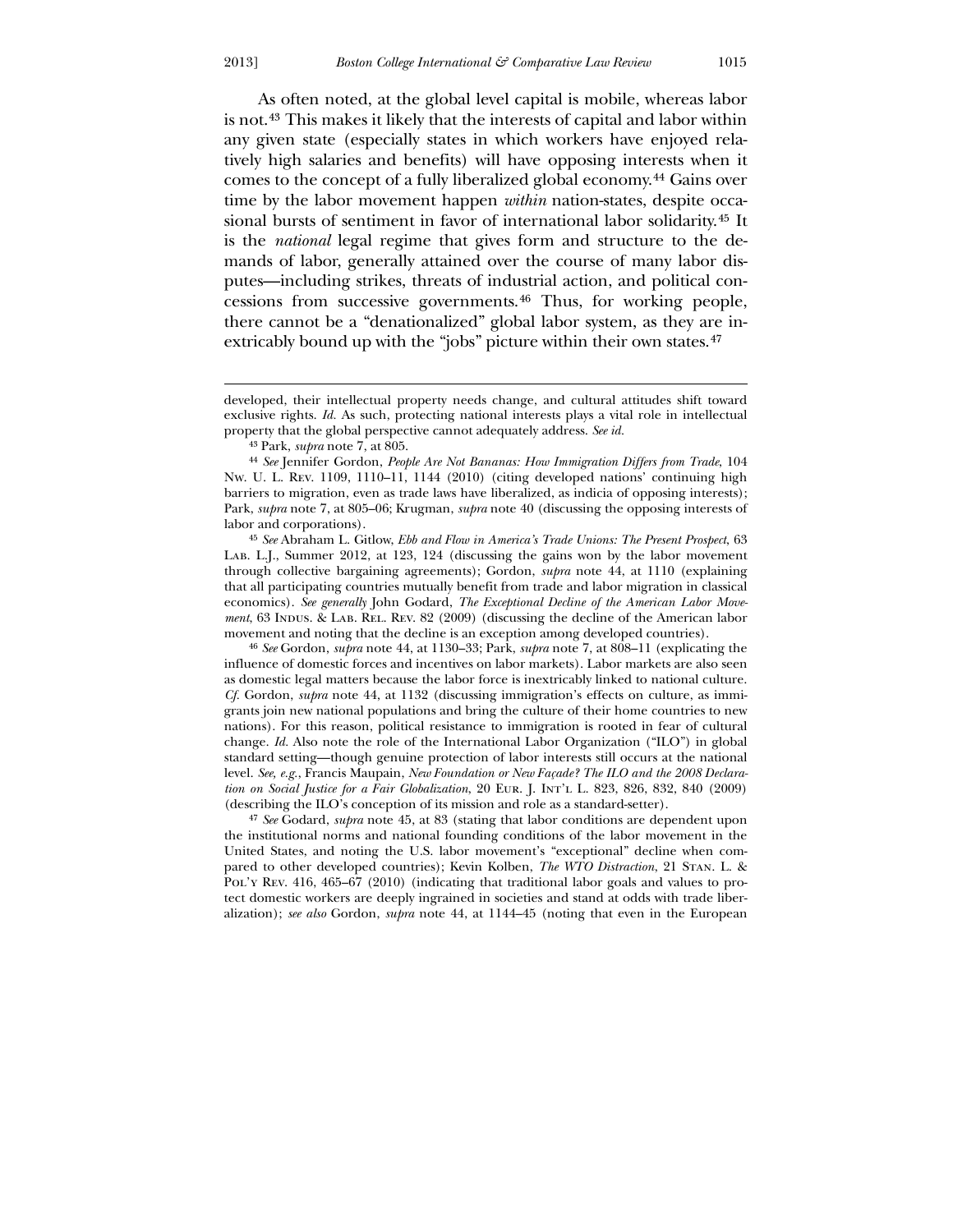As often noted, at the global level capital is mobile, whereas labor is not.[43] This makes it likely that the interests of capital and labor within any given state (especially states in which workers have enjoyed relatively high salaries and benefits) will have opposing interests when it comes to the concept of a fully liberalized global economy.[44] Gains over time by the labor movement happen *within* nation-states, despite occasional bursts of sentiment in favor of international labor solidarity.[45] It is the *national* legal regime that gives form and structure to the demands of labor, generally attained over the course of many labor disputes—including strikes, threats of industrial action, and political concessions from successive governments.[46] Thus, for working people, there cannot be a "denationalized" global labor system, as they are inextricably bound up with the "jobs" picture within their own states.[47]

---

developed, their intellectual property needs change, and cultural attitudes shift toward exclusive rights. *Id.* As such, protecting national interests plays a vital role in intellectual property that the global perspective cannot adequately address. *See id.*

[43] Park, *supra* note 7, at 805.

[44] *See* Jennifer Gordon, *People Are Not Bananas: How Immigration Differs from Trade*, 104 Nw. U. L. Rev. 1109, 1110–11, 1144 (2010) (citing developed nations' continuing high barriers to migration, even as trade laws have liberalized, as indicia of opposing interests); Park, *supra* note 7, at 805–06; Krugman, *supra* note 40 (discussing the opposing interests of labor and corporations).

[45] *See* Abraham L. Gitlow, *Ebb and Flow in America's Trade Unions: The Present Prospect*, 63 Lab. L.J., Summer 2012, at 123, 124 (discussing the gains won by the labor movement through collective bargaining agreements); Gordon, *supra* note 44, at 1110 (explaining that all participating countries mutually benefit from trade and labor migration in classical economics). *See generally* John Godard, *The Exceptional Decline of the American Labor Movement*, 63 Indus. & Lab. Rel. Rev. 82 (2009) (discussing the decline of the American labor movement and noting that the decline is an exception among developed countries).

[46] *See* Gordon, *supra* note 44, at 1130–33; Park, *supra* note 7, at 808–11 (explicating the influence of domestic forces and incentives on labor markets). Labor markets are also seen as domestic legal matters because the labor force is inextricably linked to national culture. *Cf.* Gordon, *supra* note 44, at 1132 (discussing immigration's effects on culture, as immigrants join new national populations and bring the culture of their home countries to new nations). For this reason, political resistance to immigration is rooted in fear of cultural change. *Id.* Also note the role of the International Labor Organization ("ILO") in global standard setting—though genuine protection of labor interests still occurs at the national level. *See, e.g.*, Francis Maupain, *New Foundation or New Façade? The ILO and the 2008 Declaration on Social Justice for a Fair Globalization*, 20 Eur. J. Int'l L. 823, 826, 832, 840 (2009) (describing the ILO's conception of its mission and role as a standard-setter).

[47] *See* Godard, *supra* note 45, at 83 (stating that labor conditions are dependent upon the institutional norms and national founding conditions of the labor movement in the United States, and noting the U.S. labor movement's "exceptional" decline when compared to other developed countries); Kevin Kolben, *The WTO Distraction*, 21 Stan. L. & Pol'y Rev. 416, 465–67 (2010) (indicating that traditional labor goals and values to protect domestic workers are deeply ingrained in societies and stand at odds with trade liberalization); *see also* Gordon, *supra* note 44, at 1144–45 (noting that even in the European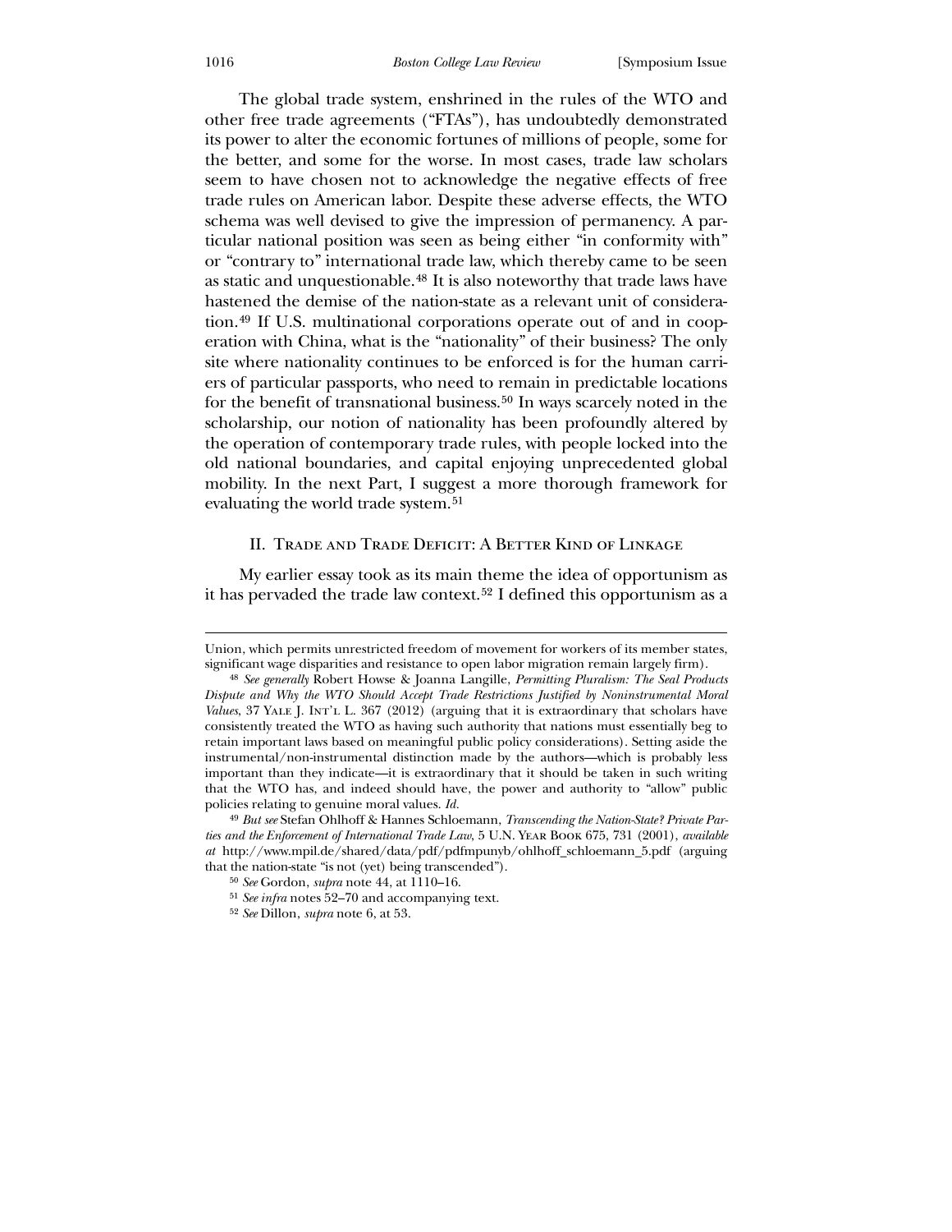The global trade system, enshrined in the rules of the WTO and other free trade agreements ("FTAs"), has undoubtedly demonstrated its power to alter the economic fortunes of millions of people, some for the better, and some for the worse. In most cases, trade law scholars seem to have chosen not to acknowledge the negative effects of free trade rules on American labor. Despite these adverse effects, the WTO schema was well devised to give the impression of permanency. A particular national position was seen as being either "in conformity with" or "contrary to" international trade law, which thereby came to be seen as static and unquestionable.[48] It is also noteworthy that trade laws have hastened the demise of the nation-state as a relevant unit of consideration.[49] If U.S. multinational corporations operate out of and in cooperation with China, what is the "nationality" of their business? The only site where nationality continues to be enforced is for the human carriers of particular passports, who need to remain in predictable locations for the benefit of transnational business.[50] In ways scarcely noted in the scholarship, our notion of nationality has been profoundly altered by the operation of contemporary trade rules, with people locked into the old national boundaries, and capital enjoying unprecedented global mobility. In the next Part, I suggest a more thorough framework for evaluating the world trade system.[51]

## II. Trade and Trade Deficit: A Better Kind of Linkage

My earlier essay took as its main theme the idea of opportunism as it has pervaded the trade law context.[52] I defined this opportunism as a

---

Union, which permits unrestricted freedom of movement for workers of its member states, significant wage disparities and resistance to open labor migration remain largely firm).

[48] *See generally* Robert Howse & Joanna Langille, *Permitting Pluralism: The Seal Products Dispute and Why the WTO Should Accept Trade Restrictions Justified by Noninstrumental Moral Values*, 37 Yale J. Int'l L. 367 (2012) (arguing that it is extraordinary that scholars have consistently treated the WTO as having such authority that nations must essentially beg to retain important laws based on meaningful public policy considerations). Setting aside the instrumental/non-instrumental distinction made by the authors—which is probably less important than they indicate—it is extraordinary that it should be taken in such writing that the WTO has, and indeed should have, the power and authority to "allow" public policies relating to genuine moral values. *Id.*

[49] *But see* Stefan Ohlhoff & Hannes Schloemann, *Transcending the Nation-State? Private Parties and the Enforcement of International Trade Law*, 5 U.N. Year Book 675, 731 (2001), *available at* http://www.mpil.de/shared/data/pdf/pdfmpunyb/ohlhoff_schloemann_5.pdf (arguing that the nation-state "is not (yet) being transcended").

[50] *See* Gordon, *supra* note 44, at 1110–16.

[51] *See infra* notes 52–70 and accompanying text.

[52] *See* Dillon, *supra* note 6, at 53.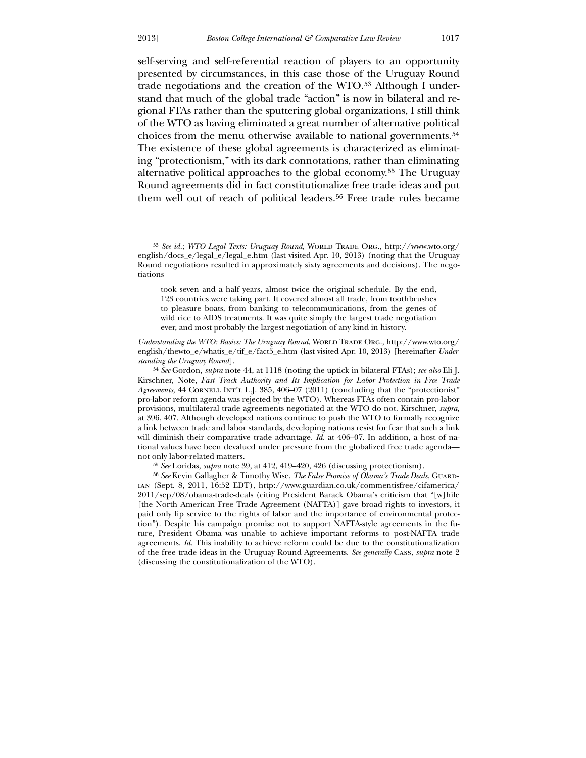self-serving and self-referential reaction of players to an opportunity presented by circumstances, in this case those of the Uruguay Round trade negotiations and the creation of the WTO.[53] Although I understand that much of the global trade "action" is now in bilateral and regional FTAs rather than the sputtering global organizations, I still think of the WTO as having eliminated a great number of alternative political choices from the menu otherwise available to national governments.[54] The existence of these global agreements is characterized as eliminating "protectionism," with its dark connotations, rather than eliminating alternative political approaches to the global economy.[55] The Uruguay Round agreements did in fact constitutionalize free trade ideas and put them well out of reach of political leaders.[56] Free trade rules became

---

[53] *See id.*; *WTO Legal Texts: Uruguay Round*, World Trade Org., http://www.wto.org/english/docs_e/legal_e/legal_e.htm (last visited Apr. 10, 2013) (noting that the Uruguay Round negotiations resulted in approximately sixty agreements and decisions). The negotiations

> took seven and a half years, almost twice the original schedule. By the end, 123 countries were taking part. It covered almost all trade, from toothbrushes to pleasure boats, from banking to telecommunications, from the genes of wild rice to AIDS treatments. It was quite simply the largest trade negotiation ever, and most probably the largest negotiation of any kind in history.

*Understanding the WTO: Basics: The Uruguay Round*, World Trade Org., http://www.wto.org/english/thewto_e/whatis_e/tif_e/fact5_e.htm (last visited Apr. 10, 2013) [hereinafter *Understanding the Uruguay Round*].

[54] *See* Gordon, *supra* note 44, at 1118 (noting the uptick in bilateral FTAs); *see also* Eli J. Kirschner, Note, *Fast Track Authority and Its Implication for Labor Protection in Free Trade Agreements*, 44 Cornell Int'l L.J. 385, 406–07 (2011) (concluding that the "protectionist" pro-labor reform agenda was rejected by the WTO). Whereas FTAs often contain pro-labor provisions, multilateral trade agreements negotiated at the WTO do not. Kirschner, *supra*, at 396, 407. Although developed nations continue to push the WTO to formally recognize a link between trade and labor standards, developing nations resist for fear that such a link will diminish their comparative trade advantage. *Id.* at 406–07. In addition, a host of national values have been devalued under pressure from the globalized free trade agenda—not only labor-related matters.

[55] *See* Loridas, *supra* note 39, at 412, 419–420, 426 (discussing protectionism).

[56] *See* Kevin Gallagher & Timothy Wise, *The False Promise of Obama's Trade Deals*, Guardian (Sept. 8, 2011, 16:52 EDT), http://www.guardian.co.uk/commentisfree/cifamerica/2011/sep/08/obama-trade-deals (citing President Barack Obama's criticism that "[w]hile [the North American Free Trade Agreement (NAFTA)] gave broad rights to investors, it paid only lip service to the rights of labor and the importance of environmental protection"). Despite his campaign promise not to support NAFTA-style agreements in the future, President Obama was unable to achieve important reforms to post-NAFTA trade agreements. *Id.* This inability to achieve reform could be due to the constitutionalization of the free trade ideas in the Uruguay Round Agreements. *See generally* Cass, *supra* note 2 (discussing the constitutionalization of the WTO).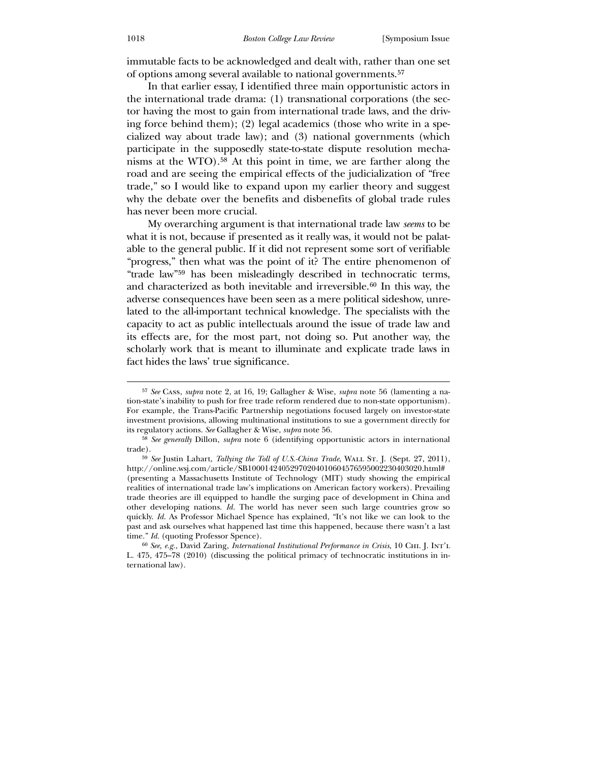immutable facts to be acknowledged and dealt with, rather than one set of options among several available to national governments.[57]

In that earlier essay, I identified three main opportunistic actors in the international trade drama: (1) transnational corporations (the sector having the most to gain from international trade laws, and the driving force behind them); (2) legal academics (those who write in a specialized way about trade law); and (3) national governments (which participate in the supposedly state-to-state dispute resolution mechanisms at the WTO).[58] At this point in time, we are farther along the road and are seeing the empirical effects of the judicialization of "free trade," so I would like to expand upon my earlier theory and suggest why the debate over the benefits and disbenefits of global trade rules has never been more crucial.

My overarching argument is that international trade law *seems* to be what it is not, because if presented as it really was, it would not be palatable to the general public. If it did not represent some sort of verifiable "progress," then what was the point of it? The entire phenomenon of "trade law"[59] has been misleadingly described in technocratic terms, and characterized as both inevitable and irreversible.[60] In this way, the adverse consequences have been seen as a mere political sideshow, unrelated to the all-important technical knowledge. The specialists with the capacity to act as public intellectuals around the issue of trade law and its effects are, for the most part, not doing so. Put another way, the scholarly work that is meant to illuminate and explicate trade laws in fact hides the laws' true significance.

---

[57] *See* Cass, *supra* note 2, at 16, 19; Gallagher & Wise, *supra* note 56 (lamenting a nation-state's inability to push for free trade reform rendered due to non-state opportunism). For example, the Trans-Pacific Partnership negotiations focused largely on investor-state investment provisions, allowing multinational institutions to sue a government directly for its regulatory actions. *See* Gallagher & Wise, *supra* note 56.

[58] *See generally* Dillon, *supra* note 6 (identifying opportunistic actors in international trade).

[59] *See* Justin Lahart, *Tallying the Toll of U.S.-China Trade*, Wall St. J. (Sept. 27, 2011), http://online.wsj.com/article/SB10001424052970204010604576595002230403020.html# (presenting a Massachusetts Institute of Technology (MIT) study showing the empirical realities of international trade law's implications on American factory workers). Prevailing trade theories are ill equipped to handle the surging pace of development in China and other developing nations. *Id.* The world has never seen such large countries grow so quickly. *Id.* As Professor Michael Spence has explained, "It's not like we can look to the past and ask ourselves what happened last time this happened, because there wasn't a last time." *Id.* (quoting Professor Spence).

[60] *See, e.g.*, David Zaring, *International Institutional Performance in Crisis*, 10 Chi. J. Int'l L. 475, 475–78 (2010) (discussing the political primacy of technocratic institutions in international law).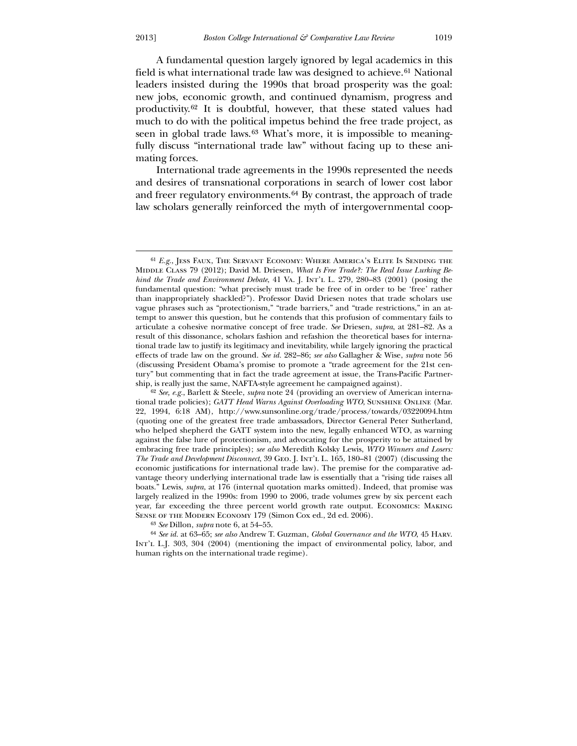A fundamental question largely ignored by legal academics in this field is what international trade law was designed to achieve.[61] National leaders insisted during the 1990s that broad prosperity was the goal: new jobs, economic growth, and continued dynamism, progress and productivity.[62] It is doubtful, however, that these stated values had much to do with the political impetus behind the free trade project, as seen in global trade laws.[63] What's more, it is impossible to meaningfully discuss "international trade law" without facing up to these animating forces.

International trade agreements in the 1990s represented the needs and desires of transnational corporations in search of lower cost labor and freer regulatory environments.[64] By contrast, the approach of trade law scholars generally reinforced the myth of intergovernmental coop-

---

[61] *E.g.*, Jess Faux, The Servant Economy: Where America's Elite Is Sending the Middle Class 79 (2012); David M. Driesen, *What Is Free Trade?: The Real Issue Lurking Behind the Trade and Environment Debate*, 41 Va. J. Int'l L. 279, 280–83 (2001) (posing the fundamental question: "what precisely must trade be free of in order to be 'free' rather than inappropriately shackled?"). Professor David Driesen notes that trade scholars use vague phrases such as "protectionism," "trade barriers," and "trade restrictions," in an attempt to answer this question, but he contends that this profusion of commentary fails to articulate a cohesive normative concept of free trade. *See* Driesen, *supra*, at 281–82. As a result of this dissonance, scholars fashion and refashion the theoretical bases for international trade law to justify its legitimacy and inevitability, while largely ignoring the practical effects of trade law on the ground. *See id.* 282–86; *see also* Gallagher & Wise, *supra* note 56 (discussing President Obama's promise to promote a "trade agreement for the 21st century" but commenting that in fact the trade agreement at issue, the Trans-Pacific Partnership, is really just the same, NAFTA-style agreement he campaigned against).

[62] *See, e.g.*, Barlett & Steele, *supra* note 24 (providing an overview of American international trade policies); *GATT Head Warns Against Overloading WTO*, Sunshine Online (Mar. 22, 1994, 6:18 AM), http://www.sunsonline.org/trade/process/towards/03220094.htm (quoting one of the greatest free trade ambassadors, Director General Peter Sutherland, who helped shepherd the GATT system into the new, legally enhanced WTO, as warning against the false lure of protectionism, and advocating for the prosperity to be attained by embracing free trade principles); *see also* Meredith Kolsky Lewis, *WTO Winners and Losers: The Trade and Development Disconnect*, 39 Geo. J. Int'l L. 165, 180–81 (2007) (discussing the economic justifications for international trade law). The premise for the comparative advantage theory underlying international trade law is essentially that a "rising tide raises all boats." Lewis, *supra*, at 176 (internal quotation marks omitted). Indeed, that promise was largely realized in the 1990s: from 1990 to 2006, trade volumes grew by six percent each year, far exceeding the three percent world growth rate output. Economics: Making Sense of the Modern Economy 179 (Simon Cox ed., 2d ed. 2006).

[63] *See* Dillon, *supra* note 6, at 54–55.

[64] *See id.* at 63–65; *see also* Andrew T. Guzman, *Global Governance and the WTO*, 45 Harv. Int'l L.J. 303, 304 (2004) (mentioning the impact of environmental policy, labor, and human rights on the international trade regime).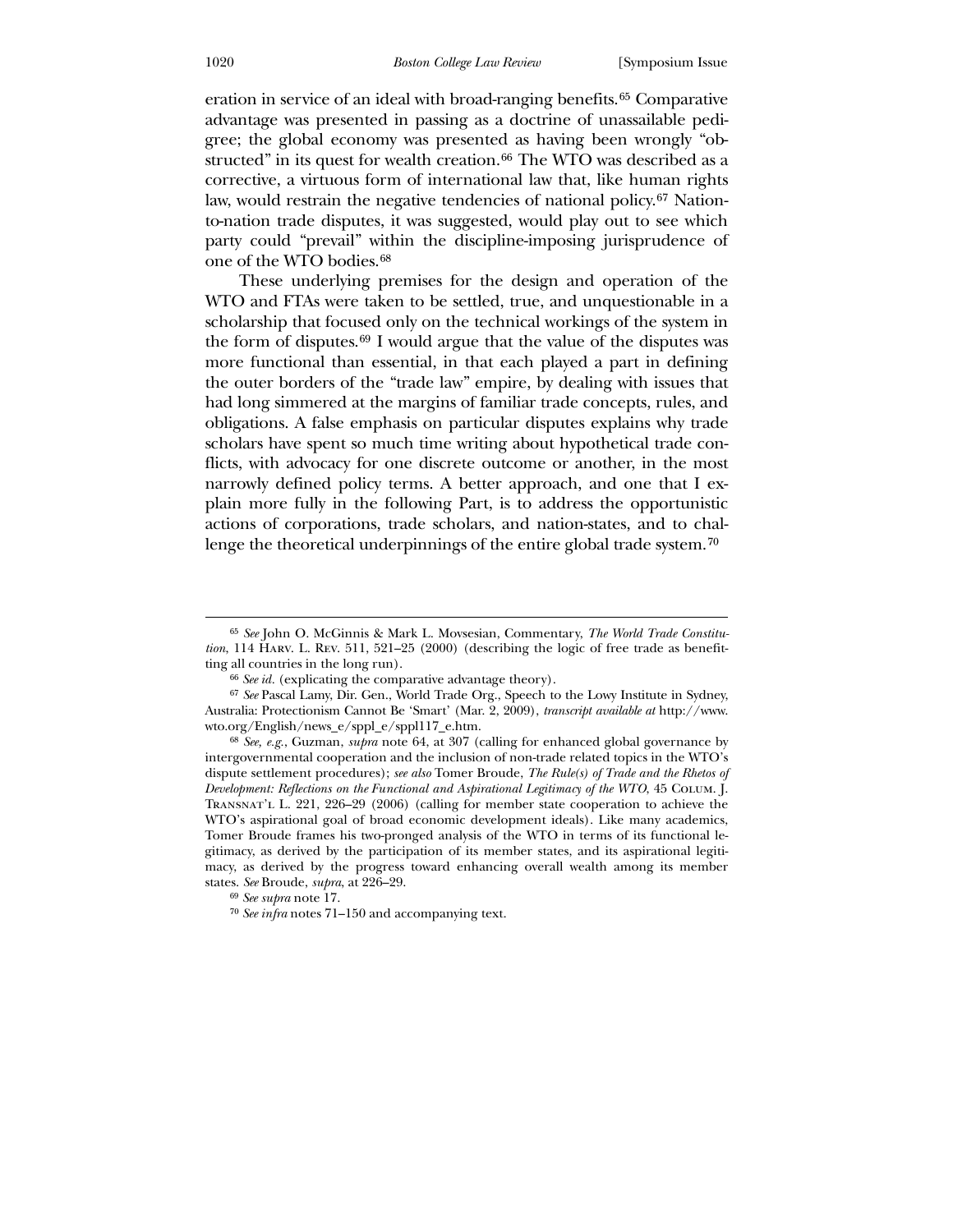eration in service of an ideal with broad-ranging benefits.[65] Comparative advantage was presented in passing as a doctrine of unassailable pedigree; the global economy was presented as having been wrongly "obstructed" in its quest for wealth creation.[66] The WTO was described as a corrective, a virtuous form of international law that, like human rights law, would restrain the negative tendencies of national policy.[67] Nation-to-nation trade disputes, it was suggested, would play out to see which party could "prevail" within the discipline-imposing jurisprudence of one of the WTO bodies.[68]

These underlying premises for the design and operation of the WTO and FTAs were taken to be settled, true, and unquestionable in a scholarship that focused only on the technical workings of the system in the form of disputes.[69] I would argue that the value of the disputes was more functional than essential, in that each played a part in defining the outer borders of the "trade law" empire, by dealing with issues that had long simmered at the margins of familiar trade concepts, rules, and obligations. A false emphasis on particular disputes explains why trade scholars have spent so much time writing about hypothetical trade conflicts, with advocacy for one discrete outcome or another, in the most narrowly defined policy terms. A better approach, and one that I explain more fully in the following Part, is to address the opportunistic actions of corporations, trade scholars, and nation-states, and to challenge the theoretical underpinnings of the entire global trade system.[70]

---

[65] *See* John O. McGinnis & Mark L. Movsesian, Commentary, *The World Trade Constitution*, 114 Harv. L. Rev. 511, 521–25 (2000) (describing the logic of free trade as benefitting all countries in the long run).

[66] *See id.* (explicating the comparative advantage theory).

[67] *See* Pascal Lamy, Dir. Gen., World Trade Org., Speech to the Lowy Institute in Sydney, Australia: Protectionism Cannot Be 'Smart' (Mar. 2, 2009), *transcript available at* http://www.wto.org/English/news_e/sppl_e/sppl117_e.htm.

[68] *See, e.g.*, Guzman, *supra* note 64, at 307 (calling for enhanced global governance by intergovernmental cooperation and the inclusion of non-trade related topics in the WTO's dispute settlement procedures); *see also* Tomer Broude, *The Rule(s) of Trade and the Rhetos of Development: Reflections on the Functional and Aspirational Legitimacy of the WTO*, 45 Colum. J. Transnat'l L. 221, 226–29 (2006) (calling for member state cooperation to achieve the WTO's aspirational goal of broad economic development ideals). Like many academics, Tomer Broude frames his two-pronged analysis of the WTO in terms of its functional legitimacy, as derived by the participation of its member states, and its aspirational legitimacy, as derived by the progress toward enhancing overall wealth among its member states. *See* Broude, *supra*, at 226–29.

[69] *See supra* note 17.

[70] *See infra* notes 71–150 and accompanying text.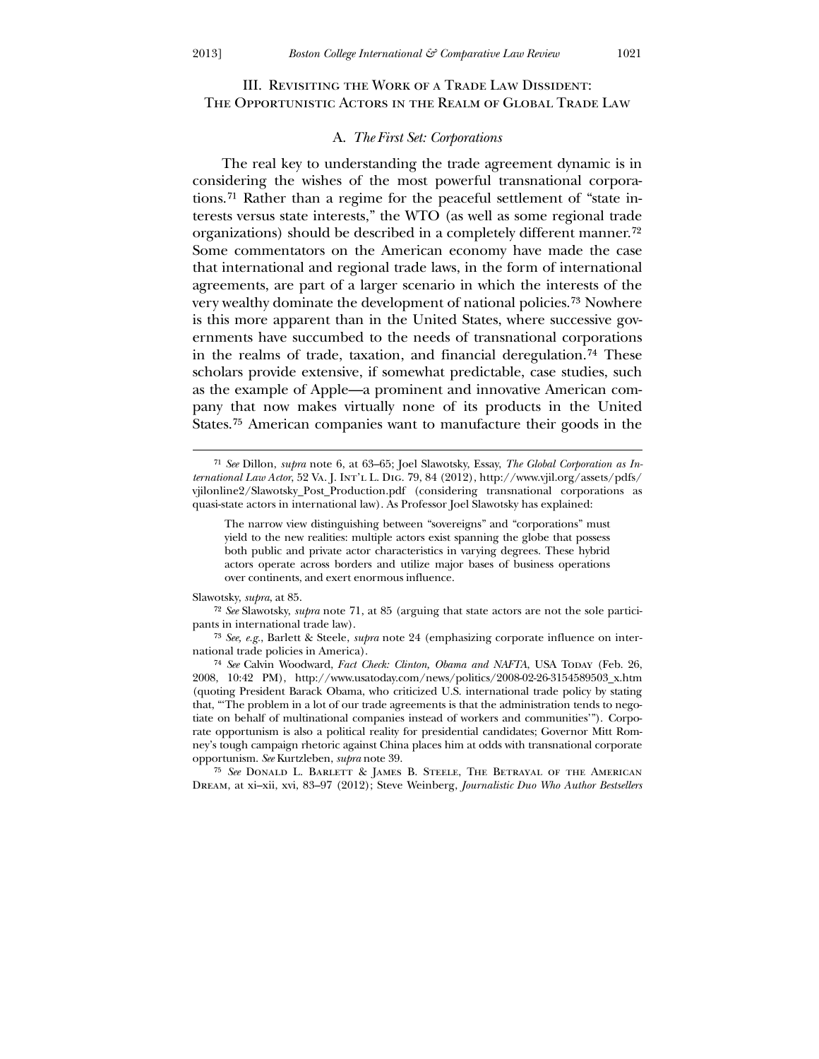## III. Revisiting the Work of a Trade Law Dissident: The Opportunistic Actors in the Realm of Global Trade Law

### A. *The First Set: Corporations*

The real key to understanding the trade agreement dynamic is in considering the wishes of the most powerful transnational corporations.[71] Rather than a regime for the peaceful settlement of "state interests versus state interests," the WTO (as well as some regional trade organizations) should be described in a completely different manner.[72] Some commentators on the American economy have made the case that international and regional trade laws, in the form of international agreements, are part of a larger scenario in which the interests of the very wealthy dominate the development of national policies.[73] Nowhere is this more apparent than in the United States, where successive governments have succumbed to the needs of transnational corporations in the realms of trade, taxation, and financial deregulation.[74] These scholars provide extensive, if somewhat predictable, case studies, such as the example of Apple—a prominent and innovative American company that now makes virtually none of its products in the United States.[75] American companies want to manufacture their goods in the

---

[71] *See* Dillon, *supra* note 6, at 63–65; Joel Slawotsky, Essay, *The Global Corporation as International Law Actor*, 52 Va. J. Int'l L. Dig. 79, 84 (2012), http://www.vjil.org/assets/pdfs/vjilonline2/Slawotsky_Post_Production.pdf (considering transnational corporations as quasi-state actors in international law). As Professor Joel Slawotsky has explained:

> The narrow view distinguishing between "sovereigns" and "corporations" must yield to the new realities: multiple actors exist spanning the globe that possess both public and private actor characteristics in varying degrees. These hybrid actors operate across borders and utilize major bases of business operations over continents, and exert enormous influence.

Slawotsky, *supra*, at 85.

[72] *See* Slawotsky, *supra* note 71, at 85 (arguing that state actors are not the sole participants in international trade law).

[73] *See, e.g.*, Barlett & Steele, *supra* note 24 (emphasizing corporate influence on international trade policies in America).

[74] *See* Calvin Woodward, *Fact Check: Clinton, Obama and NAFTA*, USA Today (Feb. 26, 2008, 10:42 PM), http://www.usatoday.com/news/politics/2008-02-26-3154589503_x.htm (quoting President Barack Obama, who criticized U.S. international trade policy by stating that, "'The problem in a lot of our trade agreements is that the administration tends to negotiate on behalf of multinational companies instead of workers and communities'"). Corporate opportunism is also a political reality for presidential candidates; Governor Mitt Romney's tough campaign rhetoric against China places him at odds with transnational corporate opportunism. *See* Kurtzleben, *supra* note 39.

[75] *See* Donald L. Barlett & James B. Steele, The Betrayal of the American Dream, at xi–xii, xvi, 83–97 (2012); Steve Weinberg, *Journalistic Duo Who Author Bestsellers*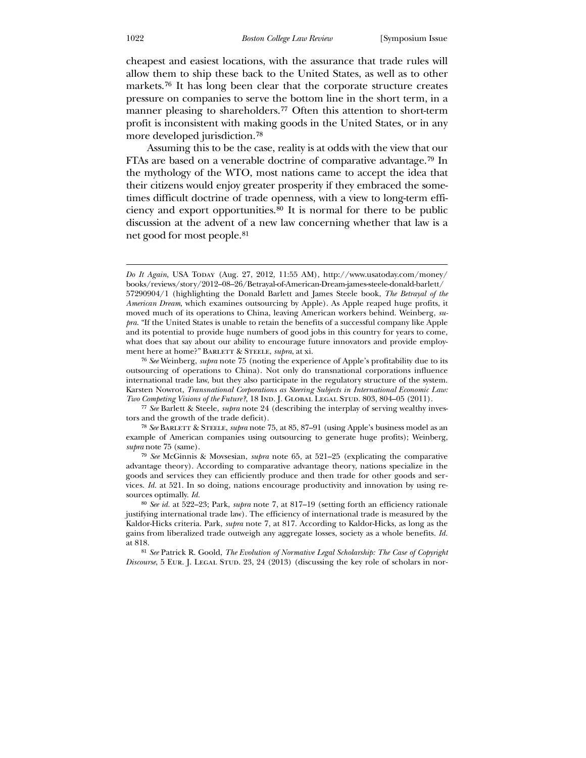cheapest and easiest locations, with the assurance that trade rules will allow them to ship these back to the United States, as well as to other markets.[76] It has long been clear that the corporate structure creates pressure on companies to serve the bottom line in the short term, in a manner pleasing to shareholders.[77] Often this attention to short-term profit is inconsistent with making goods in the United States, or in any more developed jurisdiction.[78]

Assuming this to be the case, reality is at odds with the view that our FTAs are based on a venerable doctrine of comparative advantage.[79] In the mythology of the WTO, most nations came to accept the idea that their citizens would enjoy greater prosperity if they embraced the sometimes difficult doctrine of trade openness, with a view to long-term efficiency and export opportunities.[80] It is normal for there to be public discussion at the advent of a new law concerning whether that law is a net good for most people.[81]

---

*Do It Again*, USA Today (Aug. 27, 2012, 11:55 AM), http://www.usatoday.com/money/books/reviews/story/2012–08–26/Betrayal-of-American-Dream-james-steele-donald-barlett/57290904/1 (highlighting the Donald Barlett and James Steele book, *The Betrayal of the American Dream*, which examines outsourcing by Apple). As Apple reaped huge profits, it moved much of its operations to China, leaving American workers behind. Weinberg, *supra*. "If the United States is unable to retain the benefits of a successful company like Apple and its potential to provide huge numbers of good jobs in this country for years to come, what does that say about our ability to encourage future innovators and provide employment here at home?" Barlett & Steele, *supra*, at xi.

[76] *See* Weinberg, *supra* note 75 (noting the experience of Apple's profitability due to its outsourcing of operations to China). Not only do transnational corporations influence international trade law, but they also participate in the regulatory structure of the system. Karsten Nowrot, *Transnational Corporations as Steering Subjects in International Economic Law: Two Competing Visions of the Future?*, 18 Ind. J. Global Legal Stud. 803, 804–05 (2011).

[77] *See* Barlett & Steele, *supra* note 24 (describing the interplay of serving wealthy investors and the growth of the trade deficit).

[78] *See* Barlett & Steele, *supra* note 75, at 85, 87–91 (using Apple's business model as an example of American companies using outsourcing to generate huge profits); Weinberg, *supra* note 75 (same).

[79] *See* McGinnis & Movsesian, *supra* note 65, at 521–25 (explicating the comparative advantage theory). According to comparative advantage theory, nations specialize in the goods and services they can efficiently produce and then trade for other goods and services. *Id.* at 521. In so doing, nations encourage productivity and innovation by using resources optimally. *Id.*

[80] *See id.* at 522–23; Park, *supra* note 7, at 817–19 (setting forth an efficiency rationale justifying international trade law). The efficiency of international trade is measured by the Kaldor-Hicks criteria. Park, *supra* note 7, at 817. According to Kaldor-Hicks, as long as the gains from liberalized trade outweigh any aggregate losses, society as a whole benefits. *Id.* at 818.

[81] *See* Patrick R. Goold, *The Evolution of Normative Legal Scholarship: The Case of Copyright Discourse*, 5 Eur. J. Legal Stud. 23, 24 (2013) (discussing the key role of scholars in nor-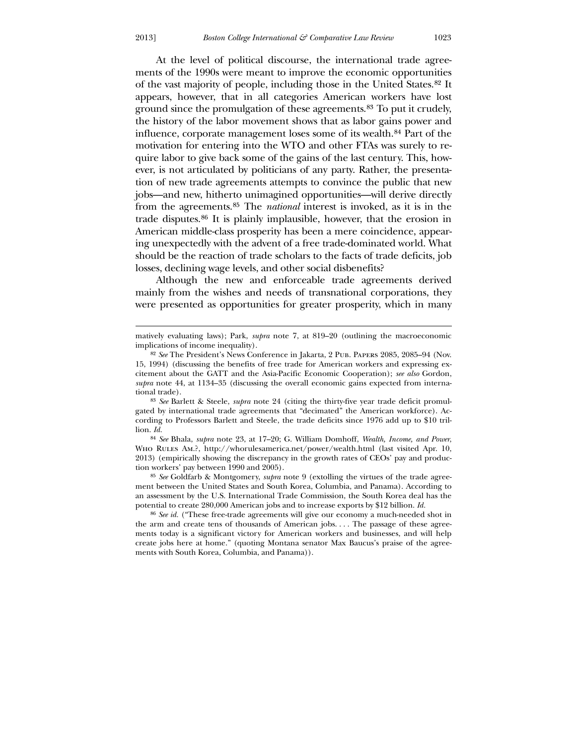At the level of political discourse, the international trade agreements of the 1990s were meant to improve the economic opportunities of the vast majority of people, including those in the United States.[82] It appears, however, that in all categories American workers have lost ground since the promulgation of these agreements.[83] To put it crudely, the history of the labor movement shows that as labor gains power and influence, corporate management loses some of its wealth.[84] Part of the motivation for entering into the WTO and other FTAs was surely to require labor to give back some of the gains of the last century. This, however, is not articulated by politicians of any party. Rather, the presentation of new trade agreements attempts to convince the public that new jobs—and new, hitherto unimagined opportunities—will derive directly from the agreements.[85] The *national* interest is invoked, as it is in the trade disputes.[86] It is plainly implausible, however, that the erosion in American middle-class prosperity has been a mere coincidence, appearing unexpectedly with the advent of a free trade-dominated world. What should be the reaction of trade scholars to the facts of trade deficits, job losses, declining wage levels, and other social disbenefits?

Although the new and enforceable trade agreements derived mainly from the wishes and needs of transnational corporations, they were presented as opportunities for greater prosperity, which in many

---

matively evaluating laws); Park, *supra* note 7, at 819–20 (outlining the macroeconomic implications of income inequality).

[82] *See* The President's News Conference in Jakarta, 2 Pub. Papers 2085, 2085–94 (Nov. 15, 1994) (discussing the benefits of free trade for American workers and expressing excitement about the GATT and the Asia-Pacific Economic Cooperation); *see also* Gordon, *supra* note 44, at 1134–35 (discussing the overall economic gains expected from international trade).

[83] *See* Barlett & Steele, *supra* note 24 (citing the thirty-five year trade deficit promulgated by international trade agreements that "decimated" the American workforce). According to Professors Barlett and Steele, the trade deficits since 1976 add up to $10 trillion. *Id.*

[84] *See* Bhala, *supra* note 23, at 17–20; G. William Domhoff, *Wealth, Income, and Power*, Who Rules Am.?, http://whorulesamerica.net/power/wealth.html (last visited Apr. 10, 2013) (empirically showing the discrepancy in the growth rates of CEOs' pay and production workers' pay between 1990 and 2005).

[85] *See* Goldfarb & Montgomery, *supra* note 9 (extolling the virtues of the trade agreement between the United States and South Korea, Columbia, and Panama). According to an assessment by the U.S. International Trade Commission, the South Korea deal has the potential to create 280,000 American jobs and to increase exports by $12 billion. *Id.*

[86] *See id.* ("These free-trade agreements will give our economy a much-needed shot in the arm and create tens of thousands of American jobs. . . . The passage of these agreements today is a significant victory for American workers and businesses, and will help create jobs here at home." (quoting Montana senator Max Baucus's praise of the agreements with South Korea, Columbia, and Panama)).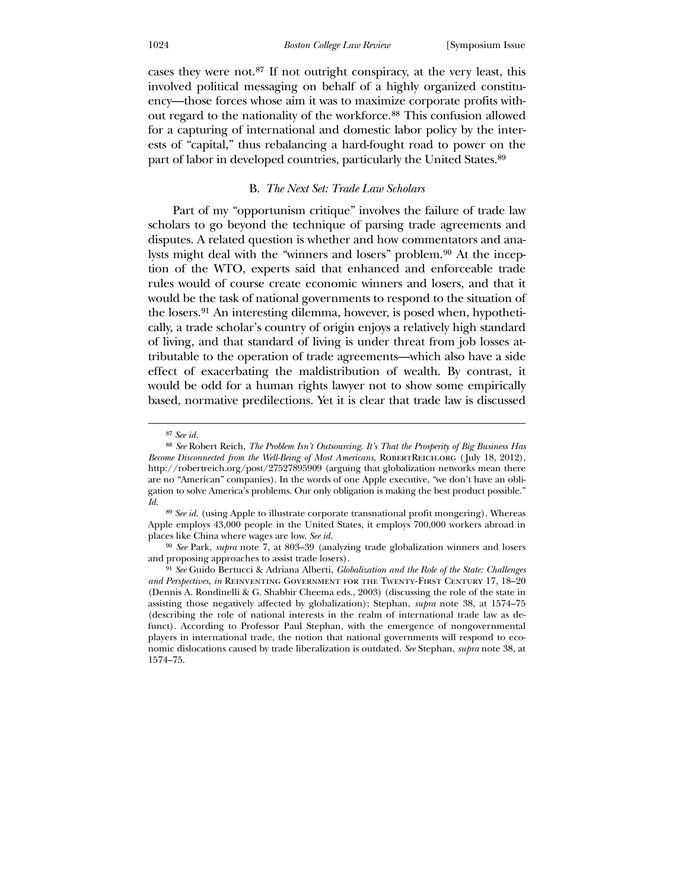cases they were not.[87] If not outright conspiracy, at the very least, this involved political messaging on behalf of a highly organized constituency—those forces whose aim it was to maximize corporate profits without regard to the nationality of the workforce.[88] This confusion allowed for a capturing of international and domestic labor policy by the interests of "capital," thus rebalancing a hard-fought road to power on the part of labor in developed countries, particularly the United States.[89]

### B. *The Next Set: Trade Law Scholars*

Part of my "opportunism critique" involves the failure of trade law scholars to go beyond the technique of parsing trade agreements and disputes. A related question is whether and how commentators and analysts might deal with the "winners and losers" problem.[90] At the inception of the WTO, experts said that enhanced and enforceable trade rules would of course create economic winners and losers, and that it would be the task of national governments to respond to the situation of the losers.[91] An interesting dilemma, however, is posed when, hypothetically, a trade scholar's country of origin enjoys a relatively high standard of living, and that standard of living is under threat from job losses attributable to the operation of trade agreements—which also have a side effect of exacerbating the maldistribution of wealth. By contrast, it would be odd for a human rights lawyer not to show some empirically based, normative predilections. Yet it is clear that trade law is discussed

---

[87] *See id.*

[88] *See* Robert Reich, *The Problem Isn't Outsourcing. It's That the Prosperity of Big Business Has Become Disconnected from the Well-Being of Most Americans*, RobertReich.org (July 18, 2012), http://robertreich.org/post/27527895909 (arguing that globalization networks mean there are no "American" companies). In the words of one Apple executive, "we don't have an obligation to solve America's problems. Our only obligation is making the best product possible." *Id.*

[89] *See id.* (using Apple to illustrate corporate transnational profit mongering). Whereas Apple employs 43,000 people in the United States, it employs 700,000 workers abroad in places like China where wages are low. *See id.*

[90] *See* Park, *supra* note 7, at 803–39 (analyzing trade globalization winners and losers and proposing approaches to assist trade losers).

[91] *See* Guido Bertucci & Adriana Alberti, *Globalization and the Role of the State: Challenges and Perspectives*, *in* Reinventing Government for the Twenty-First Century 17, 18–20 (Dennis A. Rondinelli & G. Shabbir Cheema eds., 2003) (discussing the role of the state in assisting those negatively affected by globalization); Stephan, *supra* note 38, at 1574–75 (describing the role of national interests in the realm of international trade law as defunct). According to Professor Paul Stephan, with the emergence of nongovernmental players in international trade, the notion that national governments will respond to economic dislocations caused by trade liberalization is outdated. *See* Stephan, *supra* note 38, at 1574–75.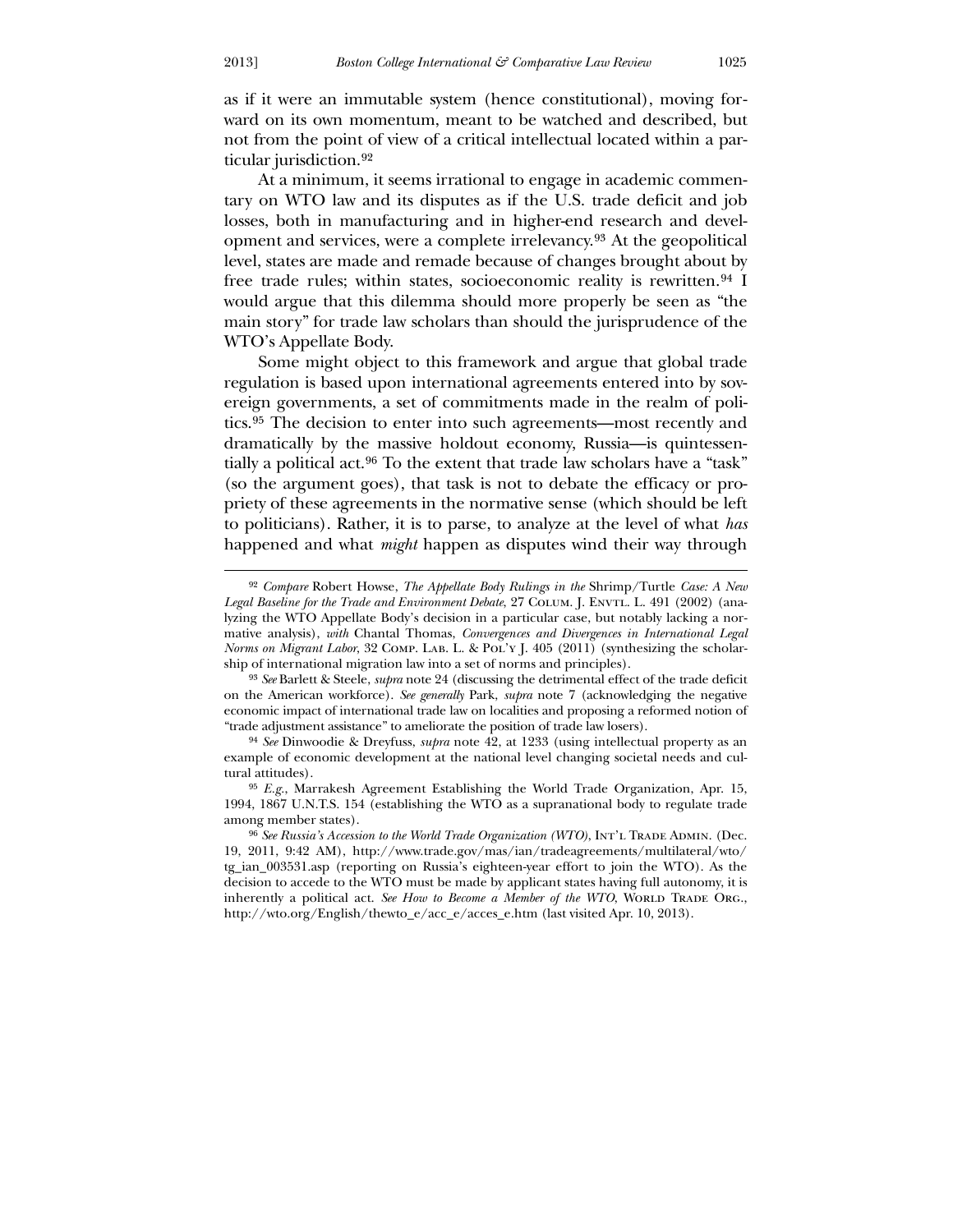as if it were an immutable system (hence constitutional), moving forward on its own momentum, meant to be watched and described, but not from the point of view of a critical intellectual located within a particular jurisdiction.[92]

At a minimum, it seems irrational to engage in academic commentary on WTO law and its disputes as if the U.S. trade deficit and job losses, both in manufacturing and in higher-end research and development and services, were a complete irrelevancy.[93] At the geopolitical level, states are made and remade because of changes brought about by free trade rules; within states, socioeconomic reality is rewritten.[94] I would argue that this dilemma should more properly be seen as "the main story" for trade law scholars than should the jurisprudence of the WTO's Appellate Body.

Some might object to this framework and argue that global trade regulation is based upon international agreements entered into by sovereign governments, a set of commitments made in the realm of politics.[95] The decision to enter into such agreements—most recently and dramatically by the massive holdout economy, Russia—is quintessentially a political act.[96] To the extent that trade law scholars have a "task" (so the argument goes), that task is not to debate the efficacy or propriety of these agreements in the normative sense (which should be left to politicians). Rather, it is to parse, to analyze at the level of what *has* happened and what *might* happen as disputes wind their way through

---

[92] *Compare* Robert Howse, *The Appellate Body Rulings in the* Shrimp/Turtle *Case: A New Legal Baseline for the Trade and Environment Debate*, 27 Colum. J. Envtl. L. 491 (2002) (analyzing the WTO Appellate Body's decision in a particular case, but notably lacking a normative analysis), *with* Chantal Thomas, *Convergences and Divergences in International Legal Norms on Migrant Labor*, 32 Comp. Lab. L. & Pol'y J. 405 (2011) (synthesizing the scholarship of international migration law into a set of norms and principles).

[93] *See* Barlett & Steele, *supra* note 24 (discussing the detrimental effect of the trade deficit on the American workforce). *See generally* Park, *supra* note 7 (acknowledging the negative economic impact of international trade law on localities and proposing a reformed notion of "trade adjustment assistance" to ameliorate the position of trade law losers).

[94] *See* Dinwoodie & Dreyfuss, *supra* note 42, at 1233 (using intellectual property as an example of economic development at the national level changing societal needs and cultural attitudes).

[95] *E.g.*, Marrakesh Agreement Establishing the World Trade Organization, Apr. 15, 1994, 1867 U.N.T.S. 154 (establishing the WTO as a supranational body to regulate trade among member states).

[96] *See Russia's Accession to the World Trade Organization (WTO)*, Int'l Trade Admin. (Dec. 19, 2011, 9:42 AM), http://www.trade.gov/mas/ian/tradeagreements/multilateral/wto/tg_ian_003531.asp (reporting on Russia's eighteen-year effort to join the WTO). As the decision to accede to the WTO must be made by applicant states having full autonomy, it is inherently a political act. *See How to Become a Member of the WTO*, World Trade Org., http://wto.org/English/thewto_e/acc_e/acces_e.htm (last visited Apr. 10, 2013).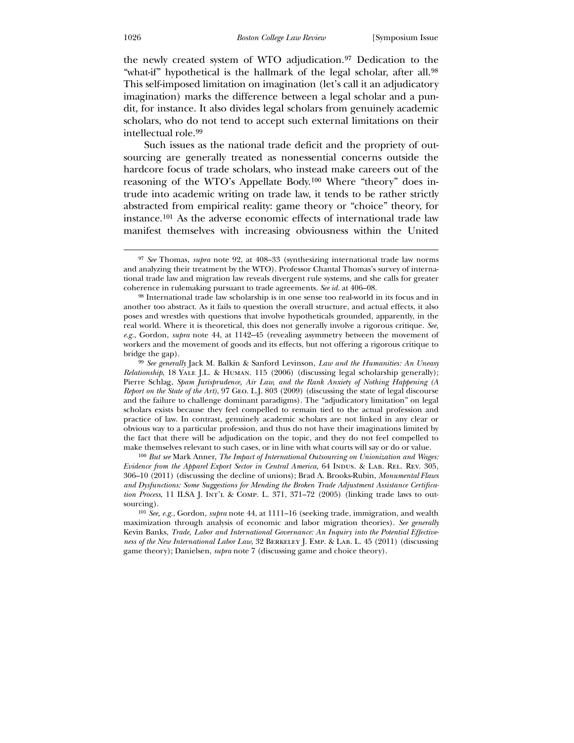the newly created system of WTO adjudication.[97] Dedication to the "what-if" hypothetical is the hallmark of the legal scholar, after all.[98] This self-imposed limitation on imagination (let's call it an adjudicatory imagination) marks the difference between a legal scholar and a pundit, for instance. It also divides legal scholars from genuinely academic scholars, who do not tend to accept such external limitations on their intellectual role.[99]

Such issues as the national trade deficit and the propriety of outsourcing are generally treated as nonessential concerns outside the hardcore focus of trade scholars, who instead make careers out of the reasoning of the WTO's Appellate Body.[100] Where "theory" does intrude into academic writing on trade law, it tends to be rather strictly abstracted from empirical reality: game theory or "choice" theory, for instance.[101] As the adverse economic effects of international trade law manifest themselves with increasing obviousness within the United

---

[97] *See* Thomas, *supra* note 92, at 408–33 (synthesizing international trade law norms and analyzing their treatment by the WTO). Professor Chantal Thomas's survey of international trade law and migration law reveals divergent rule systems, and she calls for greater coherence in rulemaking pursuant to trade agreements. *See id.* at 406–08.

[98] International trade law scholarship is in one sense too real-world in its focus and in another too abstract. As it fails to question the overall structure, and actual effects, it also poses and wrestles with questions that involve hypotheticals grounded, apparently, in the real world. Where it is theoretical, this does not generally involve a rigorous critique. *See, e.g.*, Gordon, *supra* note 44, at 1142–45 (revealing asymmetry between the movement of workers and the movement of goods and its effects, but not offering a rigorous critique to bridge the gap).

[99] *See generally* Jack M. Balkin & Sanford Levinson, *Law and the Humanities: An Uneasy Relationship*, 18 Yale J.L. & Human. 115 (2006) (discussing legal scholarship generally); Pierre Schlag, *Spam Jurisprudence, Air Law, and the Rank Anxiety of Nothing Happening (A Report on the State of the Art)*, 97 Geo. L.J. 803 (2009) (discussing the state of legal discourse and the failure to challenge dominant paradigms). The "adjudicatory limitation" on legal scholars exists because they feel compelled to remain tied to the actual profession and practice of law. In contrast, genuinely academic scholars are not linked in any clear or obvious way to a particular profession, and thus do not have their imaginations limited by the fact that there will be adjudication on the topic, and they do not feel compelled to make themselves relevant to such cases, or in line with what courts will say or do or value.

[100] *But see* Mark Anner, *The Impact of International Outsourcing on Unionization and Wages: Evidence from the Apparel Export Sector in Central America*, 64 Indus. & Lab. Rel. Rev. 305, 306–10 (2011) (discussing the decline of unions); Brad A. Brooks-Rubin, *Monumental Flaws and Dysfunctions: Some Suggestions for Mending the Broken Trade Adjustment Assistance Certification Process*, 11 ILSA J. Int'l & Comp. L. 371, 371–72 (2005) (linking trade laws to outsourcing).

[101] *See, e.g.*, Gordon, *supra* note 44, at 1111–16 (seeking trade, immigration, and wealth maximization through analysis of economic and labor migration theories). *See generally* Kevin Banks, *Trade, Labor and International Governance: An Inquiry into the Potential Effectiveness of the New International Labor Law*, 32 Berkeley J. Emp. & Lab. L. 45 (2011) (discussing game theory); Danielsen, *supra* note 7 (discussing game and choice theory).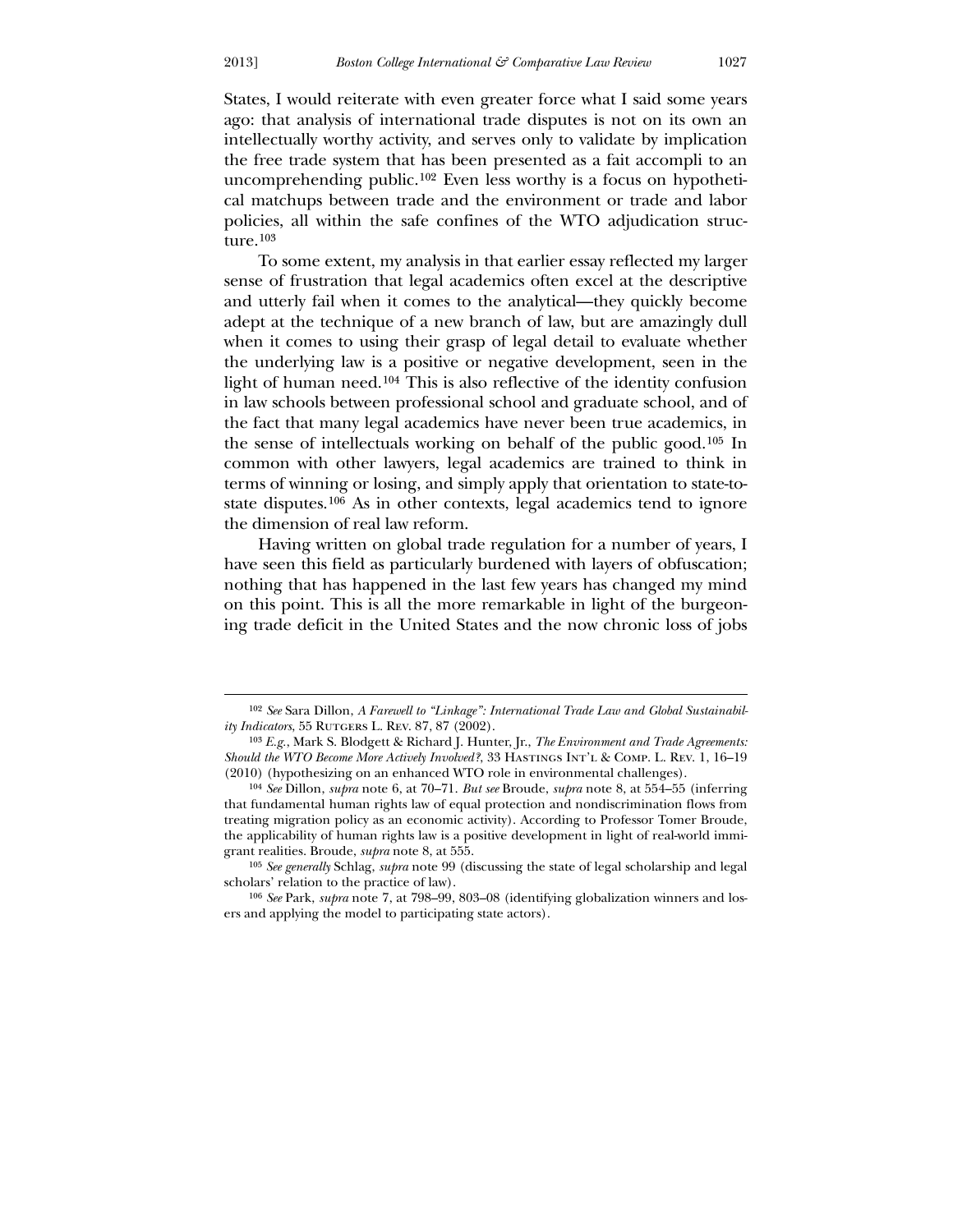States, I would reiterate with even greater force what I said some years ago: that analysis of international trade disputes is not on its own an intellectually worthy activity, and serves only to validate by implication the free trade system that has been presented as a fait accompli to an uncomprehending public.[102] Even less worthy is a focus on hypothetical matchups between trade and the environment or trade and labor policies, all within the safe confines of the WTO adjudication structure.[103]

To some extent, my analysis in that earlier essay reflected my larger sense of frustration that legal academics often excel at the descriptive and utterly fail when it comes to the analytical—they quickly become adept at the technique of a new branch of law, but are amazingly dull when it comes to using their grasp of legal detail to evaluate whether the underlying law is a positive or negative development, seen in the light of human need.[104] This is also reflective of the identity confusion in law schools between professional school and graduate school, and of the fact that many legal academics have never been true academics, in the sense of intellectuals working on behalf of the public good.[105] In common with other lawyers, legal academics are trained to think in terms of winning or losing, and simply apply that orientation to state-to-state disputes.[106] As in other contexts, legal academics tend to ignore the dimension of real law reform.

Having written on global trade regulation for a number of years, I have seen this field as particularly burdened with layers of obfuscation; nothing that has happened in the last few years has changed my mind on this point. This is all the more remarkable in light of the burgeoning trade deficit in the United States and the now chronic loss of jobs

---

[102] *See* Sara Dillon, *A Farewell to "Linkage": International Trade Law and Global Sustainability Indicators*, 55 Rutgers L. Rev. 87, 87 (2002).

[103] *E.g.*, Mark S. Blodgett & Richard J. Hunter, Jr., *The Environment and Trade Agreements: Should the WTO Become More Actively Involved?*, 33 Hastings Int'l & Comp. L. Rev. 1, 16–19 (2010) (hypothesizing on an enhanced WTO role in environmental challenges).

[104] *See* Dillon, *supra* note 6, at 70–71. *But see* Broude, *supra* note 8, at 554–55 (inferring that fundamental human rights law of equal protection and nondiscrimination flows from treating migration policy as an economic activity). According to Professor Tomer Broude, the applicability of human rights law is a positive development in light of real-world immigrant realities. Broude, *supra* note 8, at 555.

[105] *See generally* Schlag, *supra* note 99 (discussing the state of legal scholarship and legal scholars' relation to the practice of law).

[106] *See* Park, *supra* note 7, at 798–99, 803–08 (identifying globalization winners and losers and applying the model to participating state actors).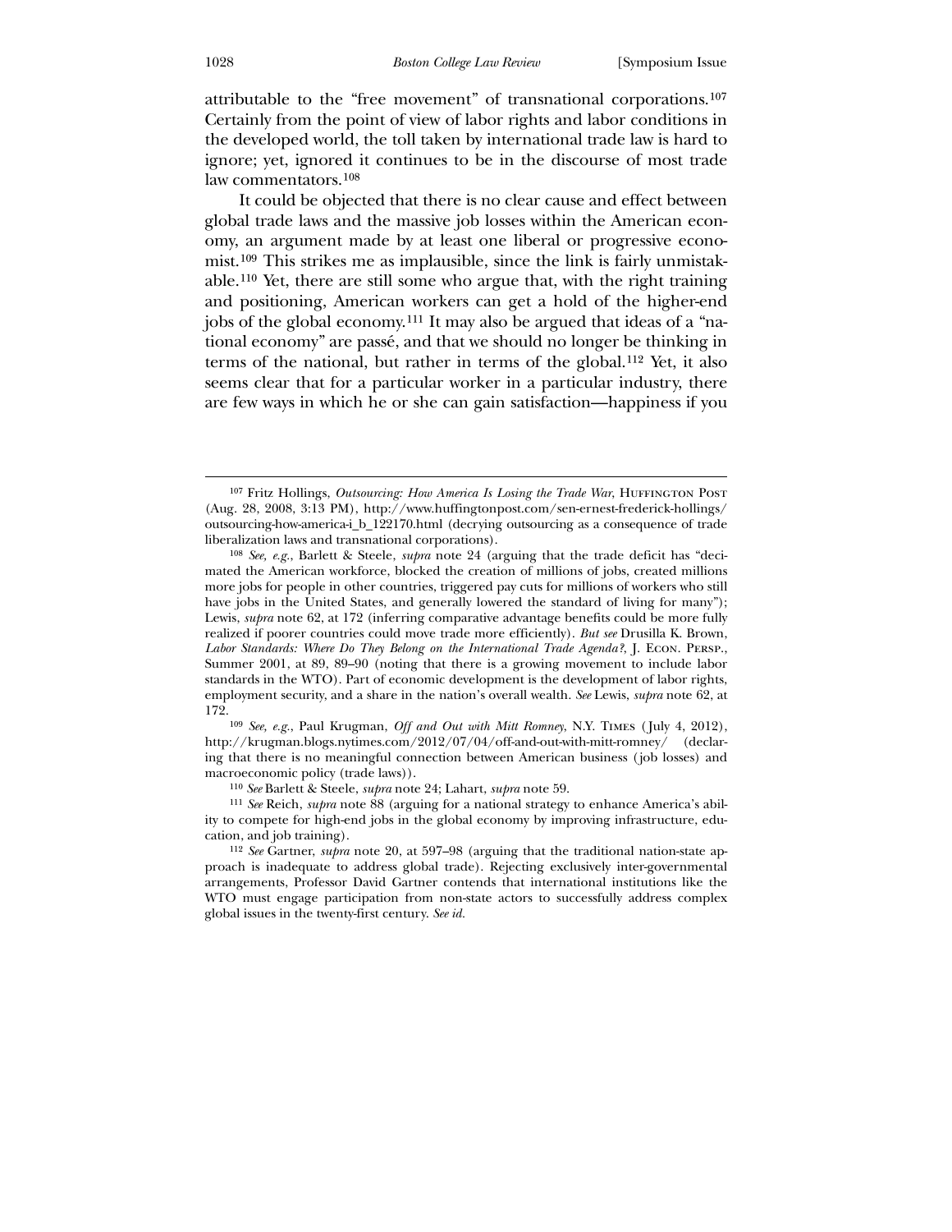attributable to the "free movement" of transnational corporations.[107] Certainly from the point of view of labor rights and labor conditions in the developed world, the toll taken by international trade law is hard to ignore; yet, ignored it continues to be in the discourse of most trade law commentators.[108]

It could be objected that there is no clear cause and effect between global trade laws and the massive job losses within the American economy, an argument made by at least one liberal or progressive economist.[109] This strikes me as implausible, since the link is fairly unmistakable.[110] Yet, there are still some who argue that, with the right training and positioning, American workers can get a hold of the higher-end jobs of the global economy.[111] It may also be argued that ideas of a "national economy" are passé, and that we should no longer be thinking in terms of the national, but rather in terms of the global.[112] Yet, it also seems clear that for a particular worker in a particular industry, there are few ways in which he or she can gain satisfaction—happiness if you

---

[107] Fritz Hollings, *Outsourcing: How America Is Losing the Trade War*, Huffington Post (Aug. 28, 2008, 3:13 PM), http://www.huffingtonpost.com/sen-ernest-frederick-hollings/outsourcing-how-america-i_b_122170.html (decrying outsourcing as a consequence of trade liberalization laws and transnational corporations).

[108] *See, e.g.*, Barlett & Steele, *supra* note 24 (arguing that the trade deficit has "decimated the American workforce, blocked the creation of millions of jobs, created millions more jobs for people in other countries, triggered pay cuts for millions of workers who still have jobs in the United States, and generally lowered the standard of living for many"); Lewis, *supra* note 62, at 172 (inferring comparative advantage benefits could be more fully realized if poorer countries could move trade more efficiently). *But see* Drusilla K. Brown, *Labor Standards: Where Do They Belong on the International Trade Agenda?*, J. Econ. Persp., Summer 2001, at 89, 89–90 (noting that there is a growing movement to include labor standards in the WTO). Part of economic development is the development of labor rights, employment security, and a share in the nation's overall wealth. *See* Lewis, *supra* note 62, at 172.

[109] *See, e.g.*, Paul Krugman, *Off and Out with Mitt Romney*, N.Y. Times (July 4, 2012), http://krugman.blogs.nytimes.com/2012/07/04/off-and-out-with-mitt-romney/ (declaring that there is no meaningful connection between American business (job losses) and macroeconomic policy (trade laws)).

[110] *See* Barlett & Steele, *supra* note 24; Lahart, *supra* note 59.

[111] *See* Reich, *supra* note 88 (arguing for a national strategy to enhance America's ability to compete for high-end jobs in the global economy by improving infrastructure, education, and job training).

[112] *See* Gartner, *supra* note 20, at 597–98 (arguing that the traditional nation-state approach is inadequate to address global trade). Rejecting exclusively inter-governmental arrangements, Professor David Gartner contends that international institutions like the WTO must engage participation from non-state actors to successfully address complex global issues in the twenty-first century. *See id.*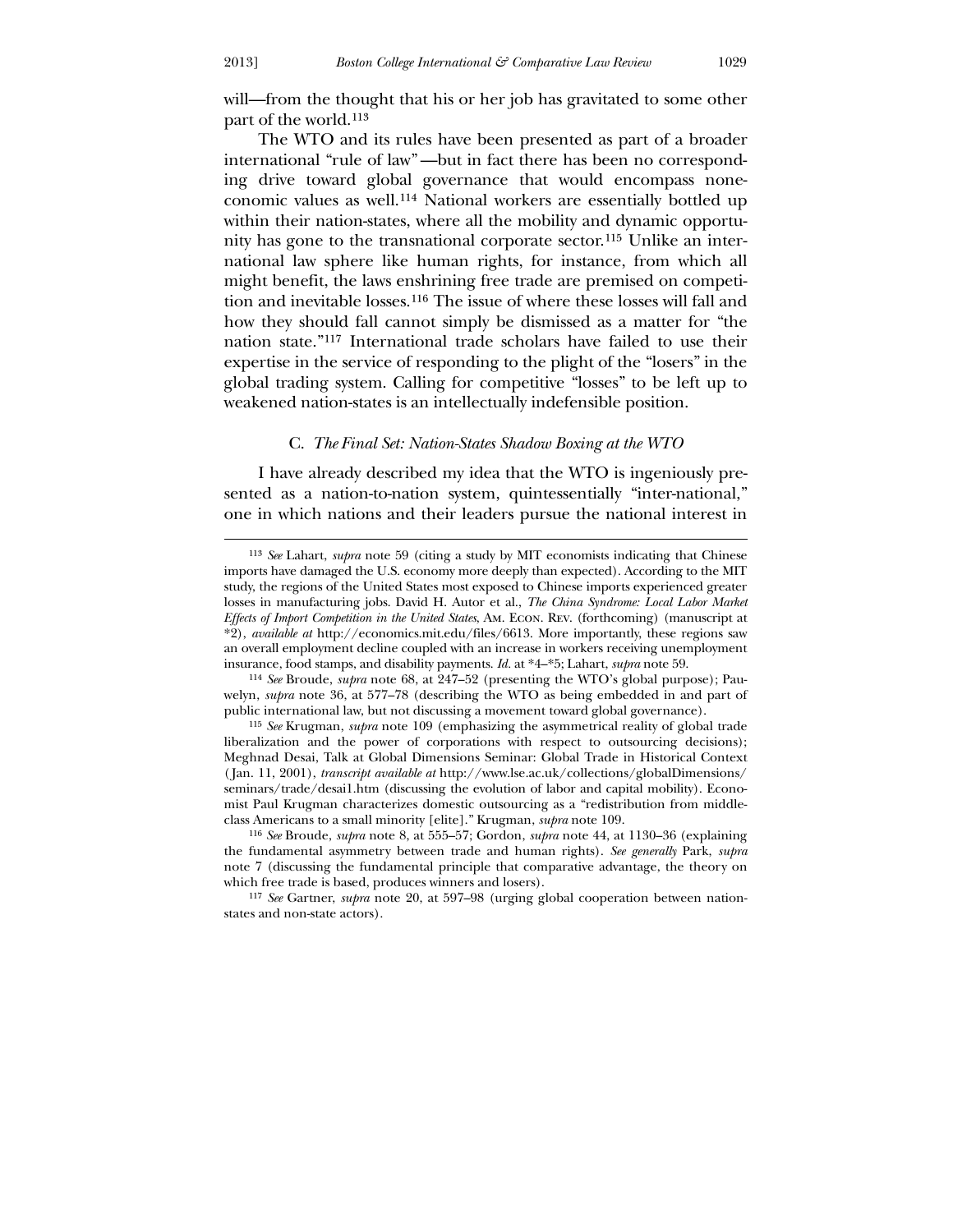will—from the thought that his or her job has gravitated to some other part of the world.[113]

The WTO and its rules have been presented as part of a broader international "rule of law"—but in fact there has been no corresponding drive toward global governance that would encompass noneconomic values as well.[114] National workers are essentially bottled up within their nation-states, where all the mobility and dynamic opportunity has gone to the transnational corporate sector.[115] Unlike an international law sphere like human rights, for instance, from which all might benefit, the laws enshrining free trade are premised on competition and inevitable losses.[116] The issue of where these losses will fall and how they should fall cannot simply be dismissed as a matter for "the nation state."[117] International trade scholars have failed to use their expertise in the service of responding to the plight of the "losers" in the global trading system. Calling for competitive "losses" to be left up to weakened nation-states is an intellectually indefensible position.

### C. *The Final Set: Nation-States Shadow Boxing at the WTO*

I have already described my idea that the WTO is ingeniously presented as a nation-to-nation system, quintessentially "inter-national," one in which nations and their leaders pursue the national interest in

---

[113] *See* Lahart, *supra* note 59 (citing a study by MIT economists indicating that Chinese imports have damaged the U.S. economy more deeply than expected). According to the MIT study, the regions of the United States most exposed to Chinese imports experienced greater losses in manufacturing jobs. David H. Autor et al., *The China Syndrome: Local Labor Market Effects of Import Competition in the United States*, AM. ECON. REV. (forthcoming) (manuscript at *2), *available at* http://economics.mit.edu/files/6613. More importantly, these regions saw an overall employment decline coupled with an increase in workers receiving unemployment insurance, food stamps, and disability payments. *Id.* at *4–*5; Lahart, *supra* note 59.

[114] *See* Broude, *supra* note 68, at 247–52 (presenting the WTO's global purpose); Pauwelyn, *supra* note 36, at 577–78 (describing the WTO as being embedded in and part of public international law, but not discussing a movement toward global governance).

[115] *See* Krugman, *supra* note 109 (emphasizing the asymmetrical reality of global trade liberalization and the power of corporations with respect to outsourcing decisions); Meghnad Desai, Talk at Global Dimensions Seminar: Global Trade in Historical Context (Jan. 11, 2001), *transcript available at* http://www.lse.ac.uk/collections/globalDimensions/seminars/trade/desai1.htm (discussing the evolution of labor and capital mobility). Economist Paul Krugman characterizes domestic outsourcing as a "redistribution from middle-class Americans to a small minority [elite]." Krugman, *supra* note 109.

[116] *See* Broude, *supra* note 8, at 555–57; Gordon, *supra* note 44, at 1130–36 (explaining the fundamental asymmetry between trade and human rights). *See generally* Park, *supra* note 7 (discussing the fundamental principle that comparative advantage, the theory on which free trade is based, produces winners and losers).

[117] *See* Gartner, *supra* note 20, at 597–98 (urging global cooperation between nation-states and non-state actors).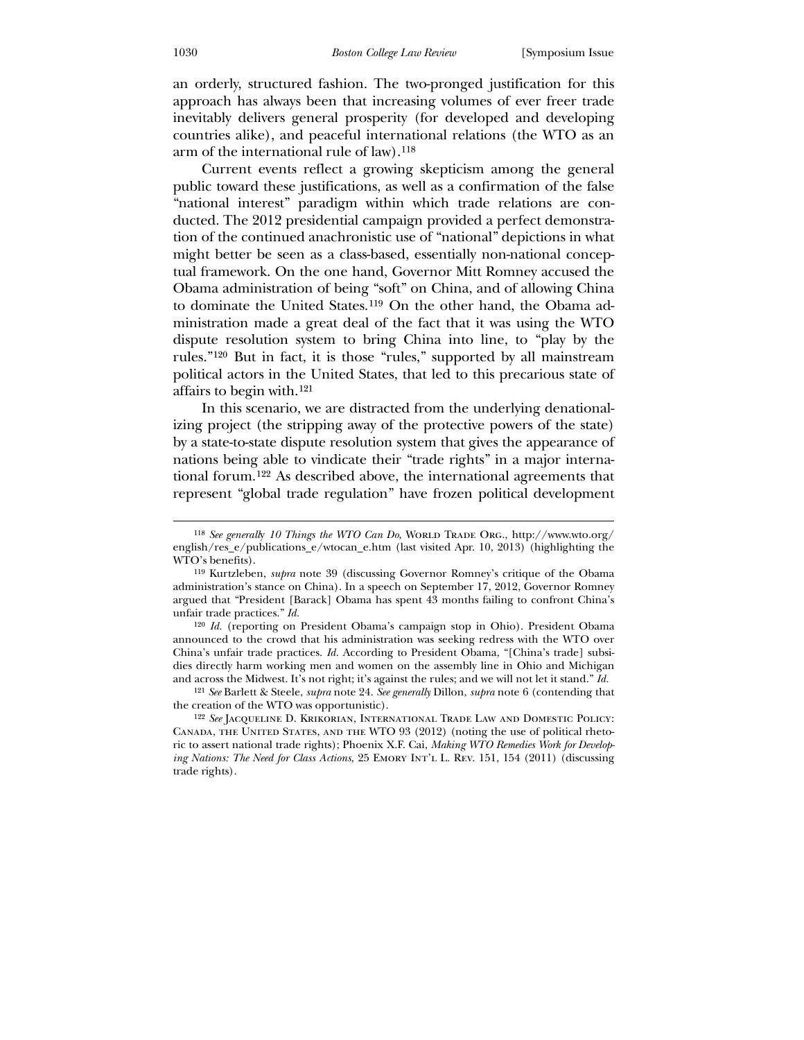an orderly, structured fashion. The two-pronged justification for this approach has always been that increasing volumes of ever freer trade inevitably delivers general prosperity (for developed and developing countries alike), and peaceful international relations (the WTO as an arm of the international rule of law).[118]

Current events reflect a growing skepticism among the general public toward these justifications, as well as a confirmation of the false "national interest" paradigm within which trade relations are conducted. The 2012 presidential campaign provided a perfect demonstration of the continued anachronistic use of "national" depictions in what might better be seen as a class-based, essentially non-national conceptual framework. On the one hand, Governor Mitt Romney accused the Obama administration of being "soft" on China, and of allowing China to dominate the United States.[119] On the other hand, the Obama administration made a great deal of the fact that it was using the WTO dispute resolution system to bring China into line, to "play by the rules."[120] But in fact, it is those "rules," supported by all mainstream political actors in the United States, that led to this precarious state of affairs to begin with.[121]

In this scenario, we are distracted from the underlying denationalizing project (the stripping away of the protective powers of the state) by a state-to-state dispute resolution system that gives the appearance of nations being able to vindicate their "trade rights" in a major international forum.[122] As described above, the international agreements that represent "global trade regulation" have frozen political development

---

[118] *See generally 10 Things the WTO Can Do*, World Trade Org., http://www.wto.org/english/res_e/publications_e/wtocan_e.htm (last visited Apr. 10, 2013) (highlighting the WTO's benefits).

[119] Kurtzleben, *supra* note 39 (discussing Governor Romney's critique of the Obama administration's stance on China). In a speech on September 17, 2012, Governor Romney argued that "President [Barack] Obama has spent 43 months failing to confront China's unfair trade practices." *Id.*

[120] *Id.* (reporting on President Obama's campaign stop in Ohio). President Obama announced to the crowd that his administration was seeking redress with the WTO over China's unfair trade practices. *Id.* According to President Obama, "[China's trade] subsidies directly harm working men and women on the assembly line in Ohio and Michigan and across the Midwest. It's not right; it's against the rules; and we will not let it stand." *Id.*

[121] *See* Barlett & Steele, *supra* note 24. *See generally* Dillon, *supra* note 6 (contending that the creation of the WTO was opportunistic).

[122] *See* Jacqueline D. Krikorian, International Trade Law and Domestic Policy: Canada, the United States, and the WTO 93 (2012) (noting the use of political rhetoric to assert national trade rights); Phoenix X.F. Cai, *Making WTO Remedies Work for Developing Nations: The Need for Class Actions*, 25 Emory Int'l L. Rev. 151, 154 (2011) (discussing trade rights).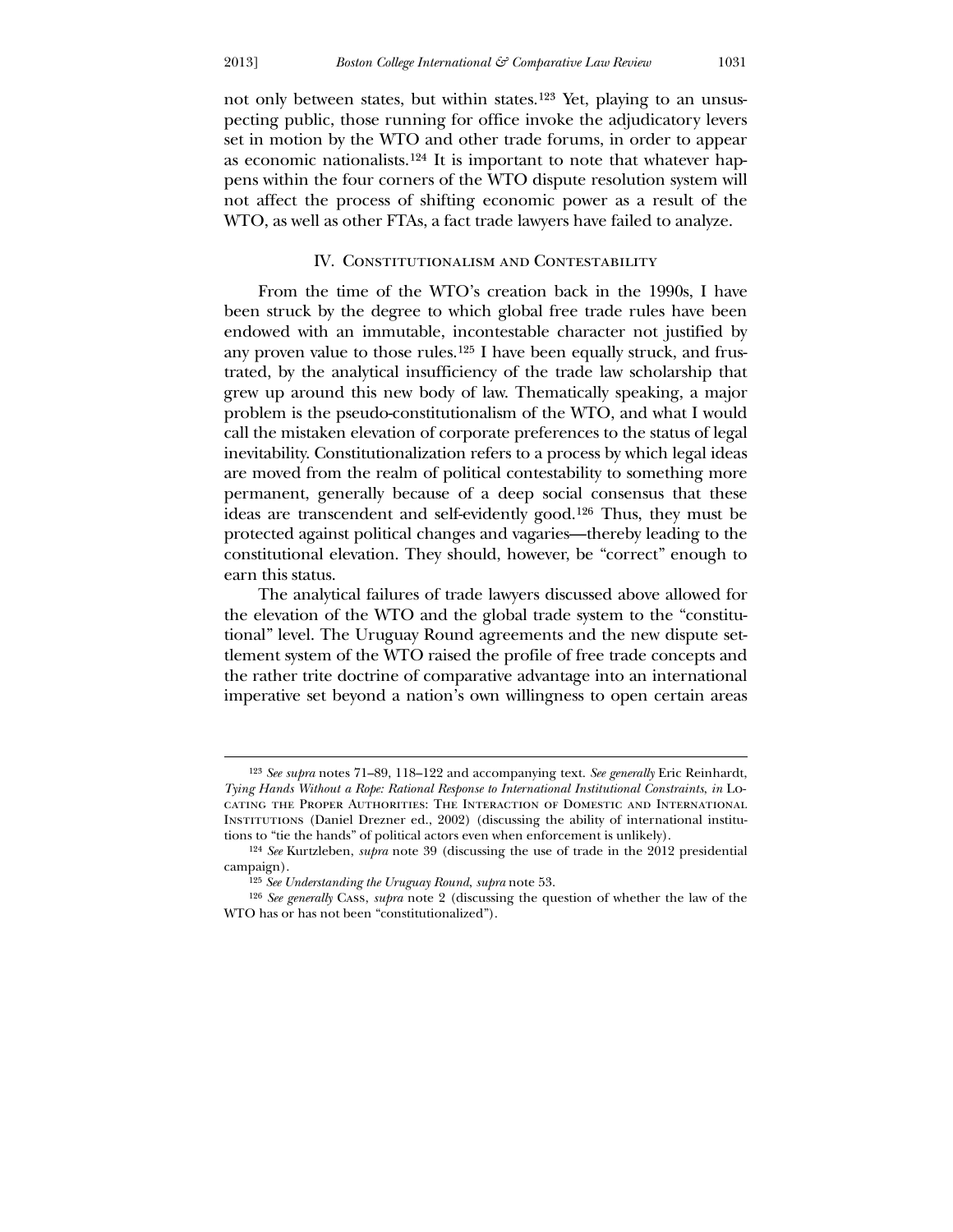not only between states, but within states.[123] Yet, playing to an unsuspecting public, those running for office invoke the adjudicatory levers set in motion by the WTO and other trade forums, in order to appear as economic nationalists.[124] It is important to note that whatever happens within the four corners of the WTO dispute resolution system will not affect the process of shifting economic power as a result of the WTO, as well as other FTAs, a fact trade lawyers have failed to analyze.

## IV. Constitutionalism and Contestability

From the time of the WTO's creation back in the 1990s, I have been struck by the degree to which global free trade rules have been endowed with an immutable, incontestable character not justified by any proven value to those rules.[125] I have been equally struck, and frustrated, by the analytical insufficiency of the trade law scholarship that grew up around this new body of law. Thematically speaking, a major problem is the pseudo-constitutionalism of the WTO, and what I would call the mistaken elevation of corporate preferences to the status of legal inevitability. Constitutionalization refers to a process by which legal ideas are moved from the realm of political contestability to something more permanent, generally because of a deep social consensus that these ideas are transcendent and self-evidently good.[126] Thus, they must be protected against political changes and vagaries—thereby leading to the constitutional elevation. They should, however, be "correct" enough to earn this status.

The analytical failures of trade lawyers discussed above allowed for the elevation of the WTO and the global trade system to the "constitutional" level. The Uruguay Round agreements and the new dispute settlement system of the WTO raised the profile of free trade concepts and the rather trite doctrine of comparative advantage into an international imperative set beyond a nation's own willingness to open certain areas

---

[123] *See supra* notes 71–89, 118–122 and accompanying text. *See generally* Eric Reinhardt, *Tying Hands Without a Rope: Rational Response to International Institutional Constraints*, *in* Locating the Proper Authorities: The Interaction of Domestic and International Institutions (Daniel Drezner ed., 2002) (discussing the ability of international institutions to "tie the hands" of political actors even when enforcement is unlikely).

[124] *See* Kurtzleben, *supra* note 39 (discussing the use of trade in the 2012 presidential campaign).

[125] *See Understanding the Uruguay Round*, *supra* note 53.

[126] *See generally* Cass, *supra* note 2 (discussing the question of whether the law of the WTO has or has not been "constitutionalized").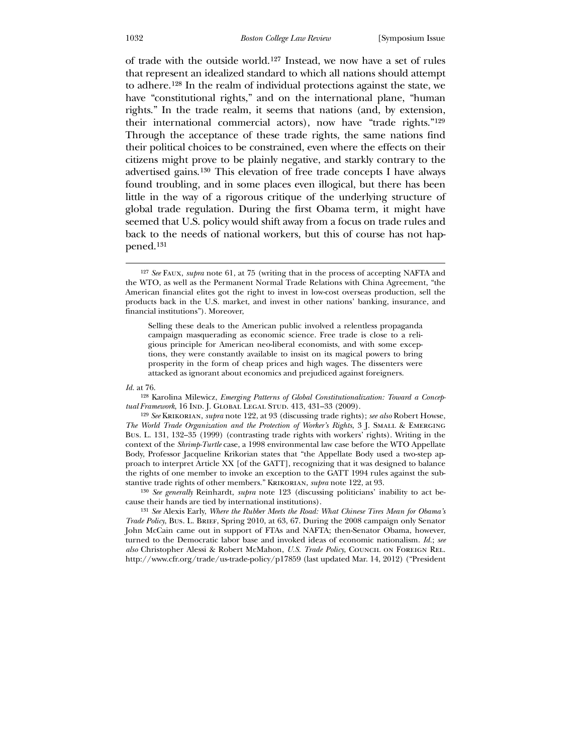of trade with the outside world.[127] Instead, we now have a set of rules that represent an idealized standard to which all nations should attempt to adhere.[128] In the realm of individual protections against the state, we have "constitutional rights," and on the international plane, "human rights." In the trade realm, it seems that nations (and, by extension, their international commercial actors), now have "trade rights."[129] Through the acceptance of these trade rights, the same nations find their political choices to be constrained, even where the effects on their citizens might prove to be plainly negative, and starkly contrary to the advertised gains.[130] This elevation of free trade concepts I have always found troubling, and in some places even illogical, but there has been little in the way of a rigorous critique of the underlying structure of global trade regulation. During the first Obama term, it might have seemed that U.S. policy would shift away from a focus on trade rules and back to the needs of national workers, but this of course has not happened.[131]

---

[127] *See* FAUX, *supra* note 61, at 75 (writing that in the process of accepting NAFTA and the WTO, as well as the Permanent Normal Trade Relations with China Agreement, "the American financial elites got the right to invest in low-cost overseas production, sell the products back in the U.S. market, and invest in other nations' banking, insurance, and financial institutions"). Moreover,

> Selling these deals to the American public involved a relentless propaganda campaign masquerading as economic science. Free trade is close to a religious principle for American neo-liberal economists, and with some exceptions, they were constantly available to insist on its magical powers to bring prosperity in the form of cheap prices and high wages. The dissenters were attacked as ignorant about economics and prejudiced against foreigners.

*Id.* at 76.

[128] Karolina Milewicz, *Emerging Patterns of Global Constitutionalization: Toward a Conceptual Framework*, 16 IND. J. GLOBAL LEGAL STUD. 413, 431–33 (2009).

[129] *See* KRIKORIAN, *supra* note 122, at 93 (discussing trade rights); *see also* Robert Howse, *The World Trade Organization and the Protection of Worker's Rights*, 3 J. SMALL & EMERGING BUS. L. 131, 132–35 (1999) (contrasting trade rights with workers' rights). Writing in the context of the *Shrimp-Turtle* case, a 1998 environmental law case before the WTO Appellate Body, Professor Jacqueline Krikorian states that "the Appellate Body used a two-step approach to interpret Article XX [of the GATT], recognizing that it was designed to balance the rights of one member to invoke an exception to the GATT 1994 rules against the substantive trade rights of other members." KRIKORIAN, *supra* note 122, at 93.

[130] *See generally* Reinhardt, *supra* note 123 (discussing politicians' inability to act because their hands are tied by international institutions).

[131] *See* Alexis Early, *Where the Rubber Meets the Road: What Chinese Tires Mean for Obama's Trade Policy*, BUS. L. BRIEF, Spring 2010, at 63, 67. During the 2008 campaign only Senator John McCain came out in support of FTAs and NAFTA; then-Senator Obama, however, turned to the Democratic labor base and invoked ideas of economic nationalism. *Id.*; *see also* Christopher Alessi & Robert McMahon, *U.S. Trade Policy*, COUNCIL ON FOREIGN REL. http://www.cfr.org/trade/us-trade-policy/p17859 (last updated Mar. 14, 2012) ("President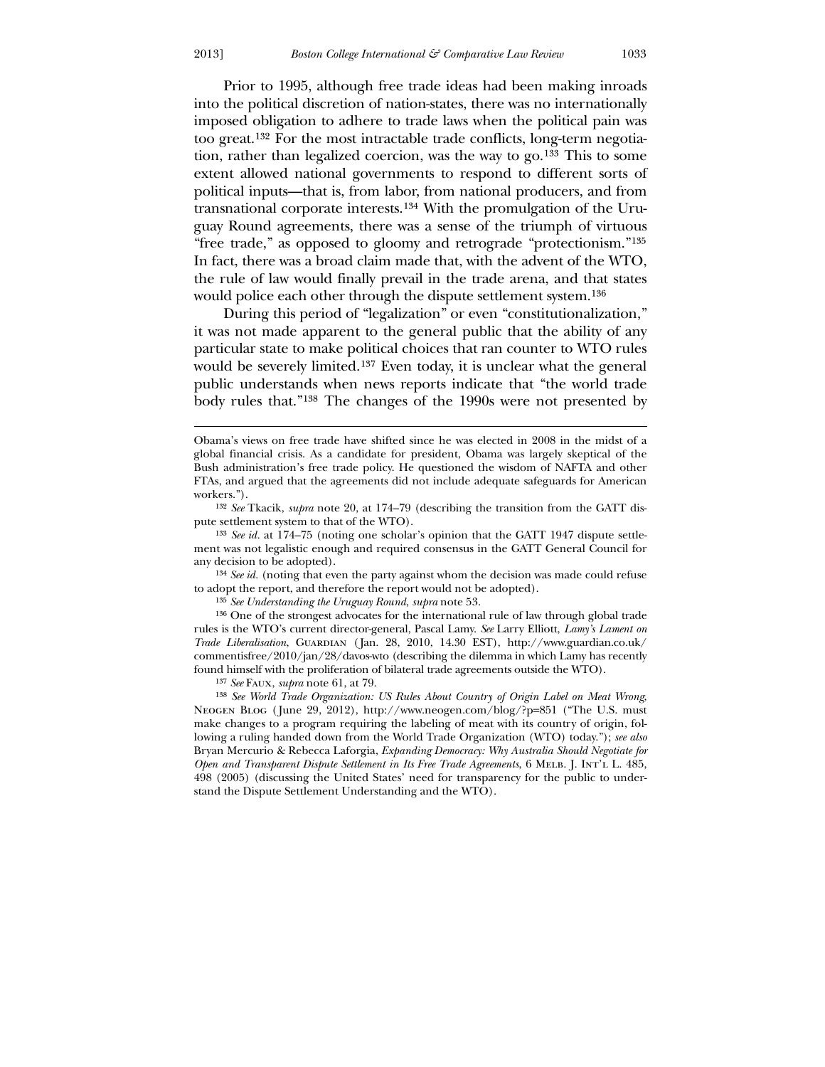Prior to 1995, although free trade ideas had been making inroads into the political discretion of nation-states, there was no internationally imposed obligation to adhere to trade laws when the political pain was too great.[132] For the most intractable trade conflicts, long-term negotiation, rather than legalized coercion, was the way to go.[133] This to some extent allowed national governments to respond to different sorts of political inputs—that is, from labor, from national producers, and from transnational corporate interests.[134] With the promulgation of the Uruguay Round agreements, there was a sense of the triumph of virtuous "free trade," as opposed to gloomy and retrograde "protectionism."[135] In fact, there was a broad claim made that, with the advent of the WTO, the rule of law would finally prevail in the trade arena, and that states would police each other through the dispute settlement system.[136]

During this period of "legalization" or even "constitutionalization," it was not made apparent to the general public that the ability of any particular state to make political choices that ran counter to WTO rules would be severely limited.[137] Even today, it is unclear what the general public understands when news reports indicate that "the world trade body rules that."[138] The changes of the 1990s were not presented by

---

Obama's views on free trade have shifted since he was elected in 2008 in the midst of a global financial crisis. As a candidate for president, Obama was largely skeptical of the Bush administration's free trade policy. He questioned the wisdom of NAFTA and other FTAs, and argued that the agreements did not include adequate safeguards for American workers.").

[132] *See* Tkacik, *supra* note 20, at 174–79 (describing the transition from the GATT dispute settlement system to that of the WTO).

[133] *See id.* at 174–75 (noting one scholar's opinion that the GATT 1947 dispute settlement was not legalistic enough and required consensus in the GATT General Council for any decision to be adopted).

[134] *See id.* (noting that even the party against whom the decision was made could refuse to adopt the report, and therefore the report would not be adopted).

[135] *See Understanding the Uruguay Round*, *supra* note 53.

[136] One of the strongest advocates for the international rule of law through global trade rules is the WTO's current director-general, Pascal Lamy. *See* Larry Elliott, *Lamy's Lament on Trade Liberalisation*, Guardian (Jan. 28, 2010, 14.30 EST), http://www.guardian.co.uk/commentisfree/2010/jan/28/davos-wto (describing the dilemma in which Lamy has recently found himself with the proliferation of bilateral trade agreements outside the WTO).

[137] *See* Faux, *supra* note 61, at 79.

[138] *See World Trade Organization: US Rules About Country of Origin Label on Meat Wrong*, Neogen Blog (June 29, 2012), http://www.neogen.com/blog/?p=851 ("The U.S. must make changes to a program requiring the labeling of meat with its country of origin, following a ruling handed down from the World Trade Organization (WTO) today."); *see also* Bryan Mercurio & Rebecca Laforgia, *Expanding Democracy: Why Australia Should Negotiate for Open and Transparent Dispute Settlement in Its Free Trade Agreements*, 6 Melb. J. Int'l L. 485, 498 (2005) (discussing the United States' need for transparency for the public to understand the Dispute Settlement Understanding and the WTO).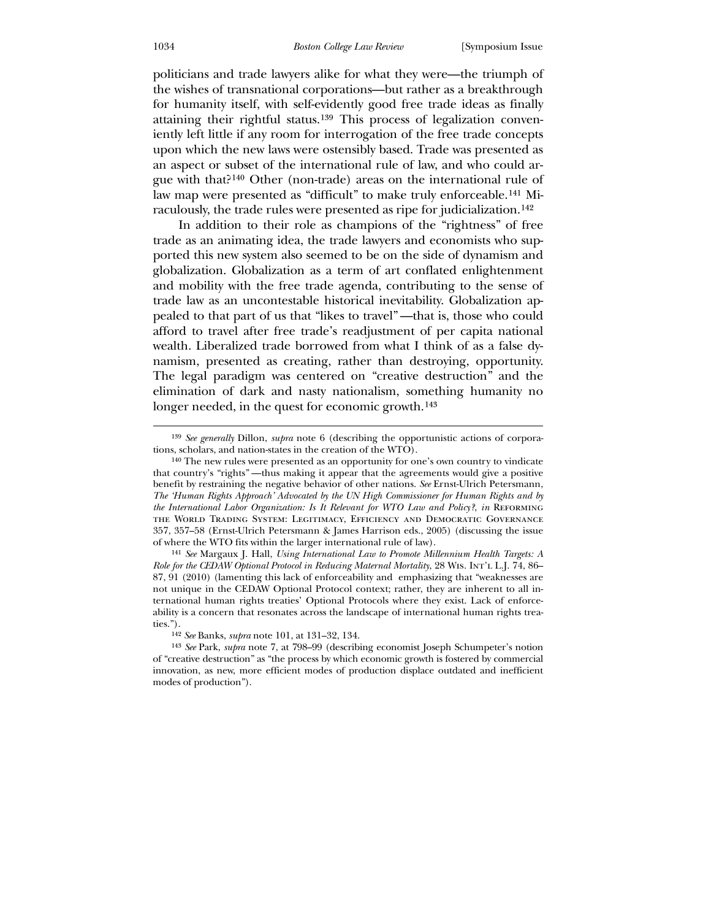politicians and trade lawyers alike for what they were—the triumph of the wishes of transnational corporations—but rather as a breakthrough for humanity itself, with self-evidently good free trade ideas as finally attaining their rightful status.[139] This process of legalization conveniently left little if any room for interrogation of the free trade concepts upon which the new laws were ostensibly based. Trade was presented as an aspect or subset of the international rule of law, and who could argue with that?[140] Other (non-trade) areas on the international rule of law map were presented as "difficult" to make truly enforceable.[141] Miraculously, the trade rules were presented as ripe for judicialization.[142]

In addition to their role as champions of the "rightness" of free trade as an animating idea, the trade lawyers and economists who supported this new system also seemed to be on the side of dynamism and globalization. Globalization as a term of art conflated enlightenment and mobility with the free trade agenda, contributing to the sense of trade law as an uncontestable historical inevitability. Globalization appealed to that part of us that "likes to travel"—that is, those who could afford to travel after free trade's readjustment of per capita national wealth. Liberalized trade borrowed from what I think of as a false dynamism, presented as creating, rather than destroying, opportunity. The legal paradigm was centered on "creative destruction" and the elimination of dark and nasty nationalism, something humanity no longer needed, in the quest for economic growth.[143]

---

[139] *See generally* Dillon, *supra* note 6 (describing the opportunistic actions of corporations, scholars, and nation-states in the creation of the WTO).

[140] The new rules were presented as an opportunity for one's own country to vindicate that country's "rights"—thus making it appear that the agreements would give a positive benefit by restraining the negative behavior of other nations. *See* Ernst-Ulrich Petersmann, *The 'Human Rights Approach' Advocated by the UN High Commissioner for Human Rights and by the International Labor Organization: Is It Relevant for WTO Law and Policy?*, *in* Reforming the World Trading System: Legitimacy, Efficiency and Democratic Governance 357, 357–58 (Ernst-Ulrich Petersmann & James Harrison eds., 2005) (discussing the issue of where the WTO fits within the larger international rule of law).

[141] *See* Margaux J. Hall, *Using International Law to Promote Millennium Health Targets: A Role for the CEDAW Optional Protocol in Reducing Maternal Mortality*, 28 Wis. Int'l L.J. 74, 86–87, 91 (2010) (lamenting this lack of enforceability and emphasizing that "weaknesses are not unique in the CEDAW Optional Protocol context; rather, they are inherent to all international human rights treaties' Optional Protocols where they exist. Lack of enforceability is a concern that resonates across the landscape of international human rights treaties.").

[142] *See* Banks, *supra* note 101, at 131–32, 134.

[143] *See* Park, *supra* note 7, at 798–99 (describing economist Joseph Schumpeter's notion of "creative destruction" as "the process by which economic growth is fostered by commercial innovation, as new, more efficient modes of production displace outdated and inefficient modes of production").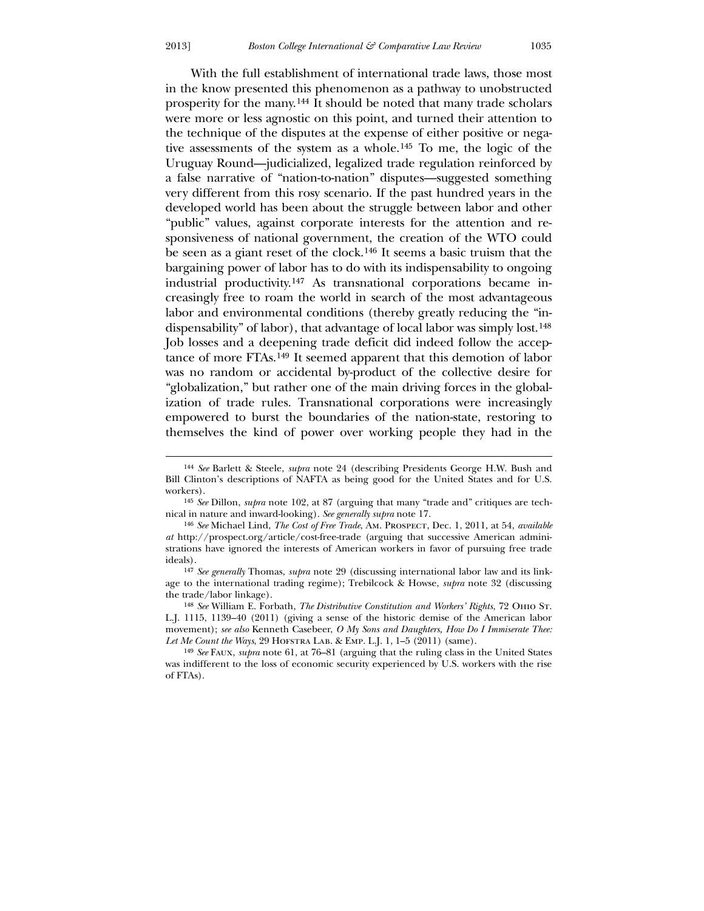With the full establishment of international trade laws, those most in the know presented this phenomenon as a pathway to unobstructed prosperity for the many.[144] It should be noted that many trade scholars were more or less agnostic on this point, and turned their attention to the technique of the disputes at the expense of either positive or negative assessments of the system as a whole.[145] To me, the logic of the Uruguay Round—judicialized, legalized trade regulation reinforced by a false narrative of "nation-to-nation" disputes—suggested something very different from this rosy scenario. If the past hundred years in the developed world has been about the struggle between labor and other "public" values, against corporate interests for the attention and responsiveness of national government, the creation of the WTO could be seen as a giant reset of the clock.[146] It seems a basic truism that the bargaining power of labor has to do with its indispensability to ongoing industrial productivity.[147] As transnational corporations became increasingly free to roam the world in search of the most advantageous labor and environmental conditions (thereby greatly reducing the "indispensability" of labor), that advantage of local labor was simply lost.[148] Job losses and a deepening trade deficit did indeed follow the acceptance of more FTAs.[149] It seemed apparent that this demotion of labor was no random or accidental by-product of the collective desire for "globalization," but rather one of the main driving forces in the globalization of trade rules. Transnational corporations were increasingly empowered to burst the boundaries of the nation-state, restoring to themselves the kind of power over working people they had in the

---

[144] *See* Barlett & Steele, *supra* note 24 (describing Presidents George H.W. Bush and Bill Clinton's descriptions of NAFTA as being good for the United States and for U.S. workers).

[145] *See* Dillon, *supra* note 102, at 87 (arguing that many "trade and" critiques are technical in nature and inward-looking). *See generally supra* note 17.

[146] *See* Michael Lind, *The Cost of Free Trade*, Am. Prospect, Dec. 1, 2011, at 54, *available at* http://prospect.org/article/cost-free-trade (arguing that successive American administrations have ignored the interests of American workers in favor of pursuing free trade ideals).

[147] *See generally* Thomas, *supra* note 29 (discussing international labor law and its linkage to the international trading regime); Trebilcock & Howse, *supra* note 32 (discussing the trade/labor linkage).

[148] *See* William E. Forbath, *The Distributive Constitution and Workers' Rights,* 72 Ohio St. L.J. 1115, 1139–40 (2011) (giving a sense of the historic demise of the American labor movement); *see also* Kenneth Casebeer, *O My Sons and Daughters, How Do I Immiserate Thee: Let Me Count the Ways*, 29 Hofstra Lab. & Emp. L.J. 1, 1–5 (2011) (same).

[149] *See* Faux, *supra* note 61, at 76–81 (arguing that the ruling class in the United States was indifferent to the loss of economic security experienced by U.S. workers with the rise of FTAs).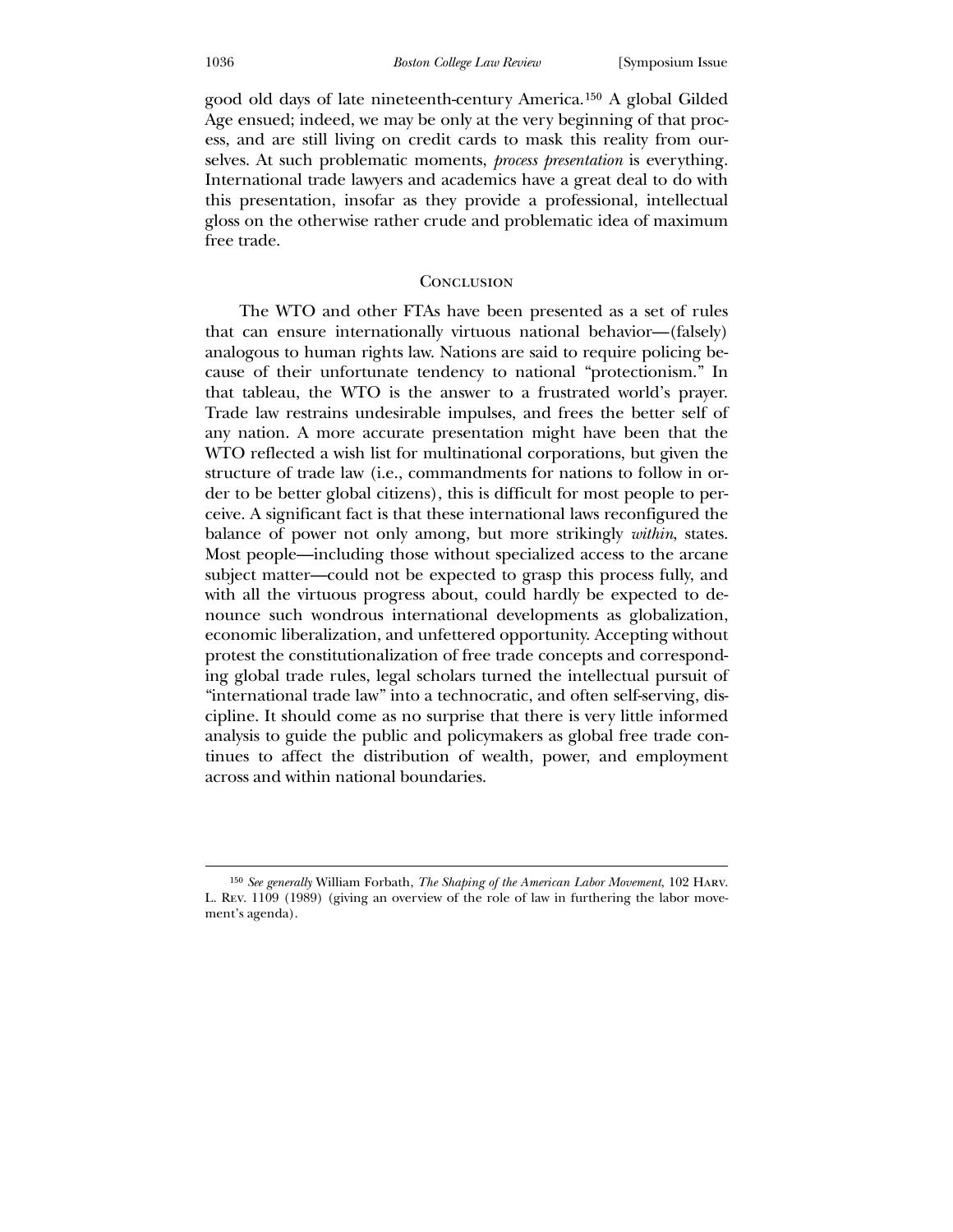good old days of late nineteenth-century America.[150] A global Gilded Age ensued; indeed, we may be only at the very beginning of that process, and are still living on credit cards to mask this reality from ourselves. At such problematic moments, *process presentation* is everything. International trade lawyers and academics have a great deal to do with this presentation, insofar as they provide a professional, intellectual gloss on the otherwise rather crude and problematic idea of maximum free trade.

## Conclusion

The WTO and other FTAs have been presented as a set of rules that can ensure internationally virtuous national behavior—(falsely) analogous to human rights law. Nations are said to require policing because of their unfortunate tendency to national "protectionism." In that tableau, the WTO is the answer to a frustrated world's prayer. Trade law restrains undesirable impulses, and frees the better self of any nation. A more accurate presentation might have been that the WTO reflected a wish list for multinational corporations, but given the structure of trade law (i.e., commandments for nations to follow in order to be better global citizens), this is difficult for most people to perceive. A significant fact is that these international laws reconfigured the balance of power not only among, but more strikingly *within*, states. Most people—including those without specialized access to the arcane subject matter—could not be expected to grasp this process fully, and with all the virtuous progress about, could hardly be expected to denounce such wondrous international developments as globalization, economic liberalization, and unfettered opportunity. Accepting without protest the constitutionalization of free trade concepts and corresponding global trade rules, legal scholars turned the intellectual pursuit of "international trade law" into a technocratic, and often self-serving, discipline. It should come as no surprise that there is very little informed analysis to guide the public and policymakers as global free trade continues to affect the distribution of wealth, power, and employment across and within national boundaries.

---

[150] *See generally* William Forbath, *The Shaping of the American Labor Movement*, 102 Harv. L. Rev. 1109 (1989) (giving an overview of the role of law in furthering the labor movement's agenda).